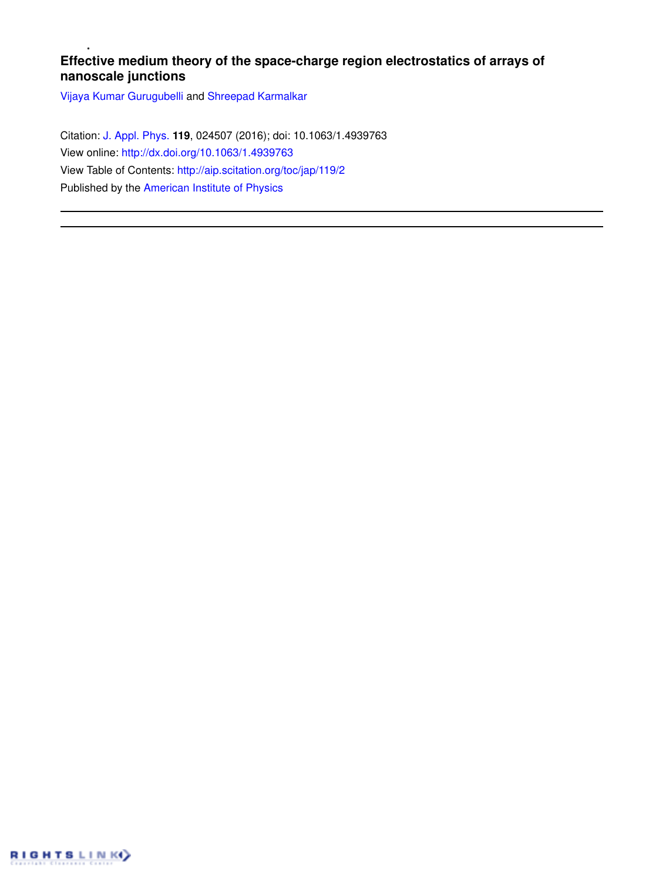# Effective medium theory of the space-charge region electrostatics of arrays of nanoscale junctions

Vijaya Kumar Gurugubelli and Shreepad Karmalkar

Citation: J. Appl. Phys. **119**, 024507 (2016); doi: 10.1063/1.4939763

View online: http://dx.doi.org/10.1063/1.4939763

View Table of Contents: http://aip.scitation.org/toc/jap/119/2

Published by the American Institute of Physics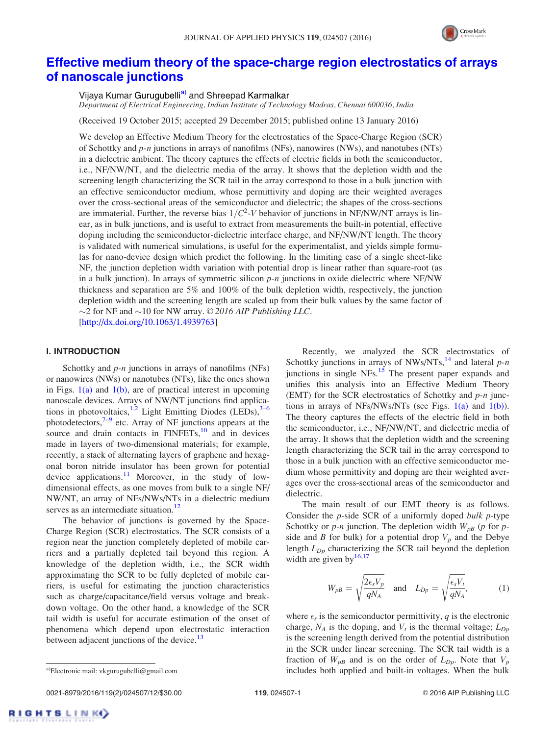# Effective medium theory of the space-charge region electrostatics of arrays of nanoscale junctions

Vijaya Kumar Gurugubelli[a] and Shreepad Karmalkar

*Department of Electrical Engineering, Indian Institute of Technology Madras, Chennai 600036, India*

(Received 19 October 2015; accepted 29 December 2015; published online 13 January 2016)

We develop an Effective Medium Theory for the electrostatics of the Space-Charge Region (SCR) of Schottky and *p-n* junctions in arrays of nanofilms (NFs), nanowires (NWs), and nanotubes (NTs) in a dielectric ambient. The theory captures the effects of electric fields in both the semiconductor, i.e., NF/NW/NT, and the dielectric media of the array. It shows that the depletion width and the screening length characterizing the SCR tail in the array correspond to those in a bulk junction with an effective semiconductor medium, whose permittivity and doping are their weighted averages over the cross-sectional areas of the semiconductor and dielectric; the shapes of the cross-sections are immaterial. Further, the reverse bias $1/C^2$-$V$ behavior of junctions in NF/NW/NT arrays is linear, as in bulk junctions, and is useful to extract from measurements the built-in potential, effective doping including the semiconductor-dielectric interface charge, and NF/NW/NT length. The theory is validated with numerical simulations, is useful for the experimentalist, and yields simple formulas for nano-device design which predict the following. In the limiting case of a single sheet-like NF, the junction depletion width variation with potential drop is linear rather than square-root (as in a bulk junction). In arrays of symmetric silicon *p-n* junctions in oxide dielectric where NF/NW thickness and separation are 5% and 100% of the bulk depletion width, respectively, the junction depletion width and the screening length are scaled up from their bulk values by the same factor of ~2 for NF and ~10 for NW array. © 2016 AIP Publishing LLC.
[http://dx.doi.org/10.1063/1.4939763]

## I. INTRODUCTION

Schottky and *p-n* junctions in arrays of nanofilms (NFs) or nanowires (NWs) or nanotubes (NTs), like the ones shown in Figs. 1(a) and 1(b), are of practical interest in upcoming nanoscale devices. Arrays of NW/NT junctions find applications in photovoltaics,[1,2] Light Emitting Diodes (LEDs),[3–6] photodetectors,[7–9] etc. Array of NF junctions appears at the source and drain contacts in FINFETs,[10] and in devices made in layers of two-dimensional materials; for example, recently, a stack of alternating layers of graphene and hexagonal boron nitride insulator has been grown for potential device applications.[11] Moreover, in the study of low-dimensional effects, as one moves from bulk to a single NF/NW/NT, an array of NFs/NWs/NTs in a dielectric medium serves as an intermediate situation.[12]

The behavior of junctions is governed by the Space-Charge Region (SCR) electrostatics. The SCR consists of a region near the junction completely depleted of mobile carriers and a partially depleted tail beyond this region. A knowledge of the depletion width, i.e., the SCR width approximating the SCR to be fully depleted of mobile carriers, is useful for estimating the junction characteristics such as charge/capacitance/field versus voltage and breakdown voltage. On the other hand, a knowledge of the SCR tail width is useful for accurate estimation of the onset of phenomena which depend upon electrostatic interaction between adjacent junctions of the device.[13]

Recently, we analyzed the SCR electrostatics of Schottky junctions in arrays of NWs/NTs,[14] and lateral *p-n* junctions in single NFs.[15] The present paper expands and unifies this analysis into an Effective Medium Theory (EMT) for the SCR electrostatics of Schottky and *p-n* junctions in arrays of NFs/NWs/NTs (see Figs. 1(a) and 1(b)). The theory captures the effects of the electric field in both the semiconductor, i.e., NF/NW/NT, and dielectric media of the array. It shows that the depletion width and the screening length characterizing the SCR tail in the array correspond to those in a bulk junction with an effective semiconductor medium whose permittivity and doping are their weighted averages over the cross-sectional areas of the semiconductor and dielectric.

The main result of our EMT theory is as follows. Consider the *p*-side SCR of a uniformly doped *bulk p*-type Schottky or *p-n* junction. The depletion width $W_{pB}$ (*p* for *p*-side and *B* for bulk) for a potential drop $V_p$ and the Debye length $L_{Dp}$ characterizing the SCR tail beyond the depletion width are given by[16,17]

$$W_{pB} = \sqrt{\frac{2\epsilon_s V_p}{qN_A}} \quad \text{and} \quad L_{Dp} = \sqrt{\frac{\epsilon_s V_t}{qN_A}}, \tag{1}$$

where $\epsilon_s$ is the semiconductor permittivity, $q$ is the electronic charge, $N_A$ is the doping, and $V_t$ is the thermal voltage; $L_{Dp}$ is the screening length derived from the potential distribution in the SCR under linear screening. The SCR tail width is a fraction of $W_{pB}$ and is on the order of $L_{Dp}$. Note that $V_p$ includes both applied and built-in voltages. When the bulk

[a]Electronic mail: vkgurugubelli@gmail.com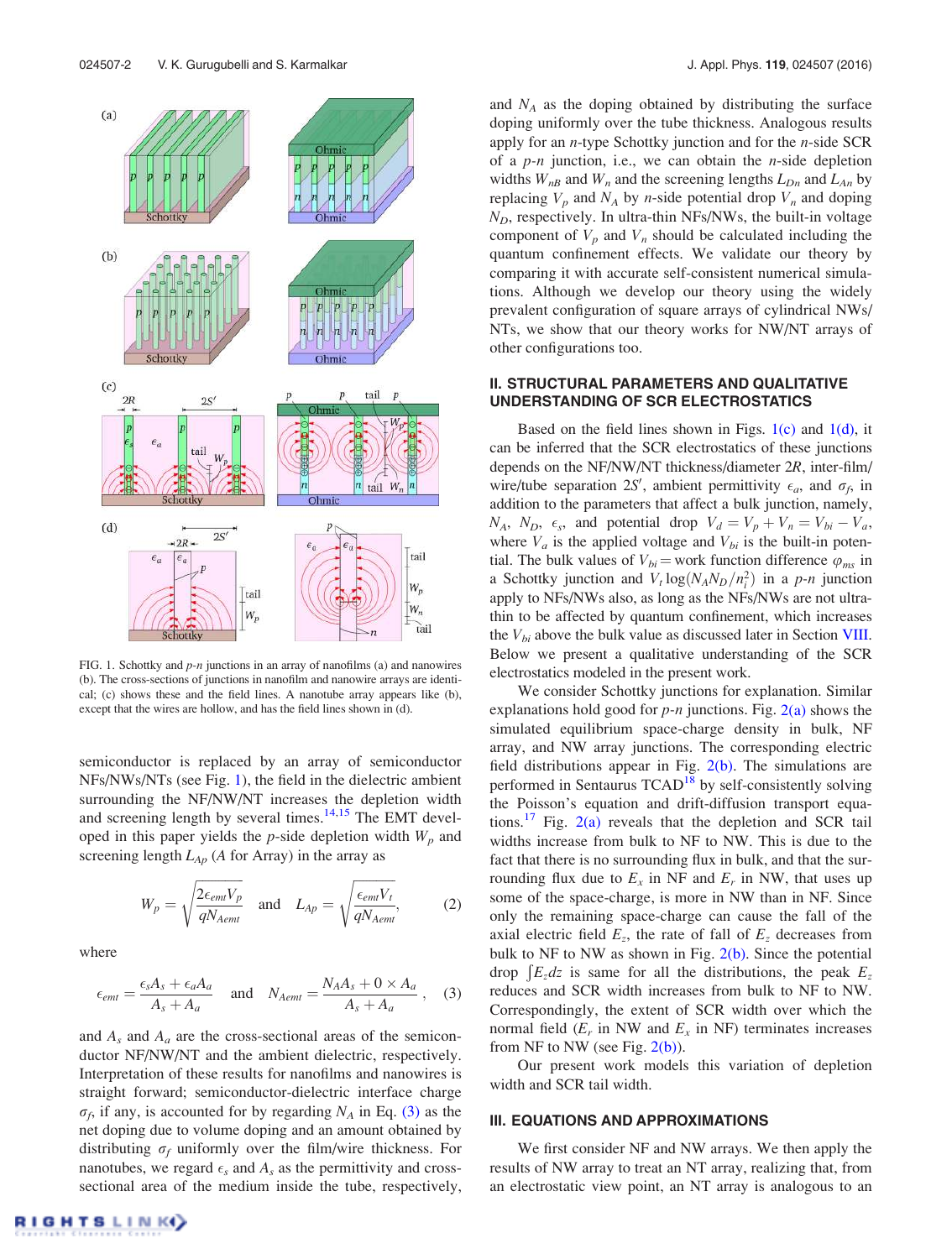FIG. 1. Schottky and $p$-$n$ junctions in an array of nanofilms (a) and nanowires (b). The cross-sections of junctions in nanofilm and nanowire arrays are identical; (c) shows these and the field lines. A nanotube array appears like (b), except that the wires are hollow, and has the field lines shown in (d).

semiconductor is replaced by an array of semiconductor NFs/NWs/NTs (see Fig. 1), the field in the dielectric ambient surrounding the NF/NW/NT increases the depletion width and screening length by several times.[14,15] The EMT developed in this paper yields the $p$-side depletion width $W_p$ and screening length $L_{Ap}$ ($A$ for Array) in the array as

$$W_p = \sqrt{\frac{2\epsilon_{emt} V_p}{qN_{Aemt}}} \quad \text{and} \quad L_{Ap} = \sqrt{\frac{\epsilon_{emt} V_t}{qN_{Aemt}}}, \tag{2}$$

where

$$\epsilon_{emt} = \frac{\epsilon_s A_s + \epsilon_a A_a}{A_s + A_a} \quad \text{and} \quad N_{Aemt} = \frac{N_A A_s + 0 \times A_a}{A_s + A_a}, \tag{3}$$

and $A_s$ and $A_a$ are the cross-sectional areas of the semiconductor NF/NW/NT and the ambient dielectric, respectively. Interpretation of these results for nanofilms and nanowires is straight forward; semiconductor-dielectric interface charge $\sigma_f$, if any, is accounted for by regarding $N_A$ in Eq. (3) as the net doping due to volume doping and an amount obtained by distributing $\sigma_f$ uniformly over the film/wire thickness. For nanotubes, we regard $\epsilon_s$ and $A_s$ as the permittivity and cross-sectional area of the medium inside the tube, respectively, and $N_A$ as the doping obtained by distributing the surface doping uniformly over the tube thickness. Analogous results apply for an $n$-type Schottky junction and for the $n$-side SCR of a $p$-$n$ junction, i.e., we can obtain the $n$-side depletion widths $W_{nB}$ and $W_n$ and the screening lengths $L_{Dn}$ and $L_{An}$ by replacing $V_p$ and $N_A$ by $n$-side potential drop $V_n$ and doping $N_D$, respectively. In ultra-thin NFs/NWs, the built-in voltage component of $V_p$ and $V_n$ should be calculated including the quantum confinement effects. We validate our theory by comparing it with accurate self-consistent numerical simulations. Although we develop our theory using the widely prevalent configuration of square arrays of cylindrical NWs/NTs, we show that our theory works for NW/NT arrays of other configurations too.

## II. STRUCTURAL PARAMETERS AND QUALITATIVE UNDERSTANDING OF SCR ELECTROSTATICS

Based on the field lines shown in Figs. 1(c) and 1(d), it can be inferred that the SCR electrostatics of these junctions depends on the NF/NW/NT thickness/diameter $2R$, inter-film/wire/tube separation $2S'$, ambient permittivity $\epsilon_a$, and $\sigma_f$, in addition to the parameters that affect a bulk junction, namely, $N_A$, $N_D$, $\epsilon_s$, and potential drop $V_d = V_p + V_n = V_{bi} - V_a$, where $V_a$ is the applied voltage and $V_{bi}$ is the built-in potential. The bulk values of $V_{bi}$ = work function difference $\varphi_{ms}$ in a Schottky junction and $V_t \log(N_A N_D / n_i^2)$ in a $p$-$n$ junction apply to NFs/NWs also, as long as the NFs/NWs are not ultra-thin to be affected by quantum confinement, which increases the $V_{bi}$ above the bulk value as discussed later in Section VIII. Below we present a qualitative understanding of the SCR electrostatics modeled in the present work.

We consider Schottky junctions for explanation. Similar explanations hold good for $p$-$n$ junctions. Fig. 2(a) shows the simulated equilibrium space-charge density in bulk, NF array, and NW array junctions. The corresponding electric field distributions appear in Fig. 2(b). The simulations are performed in Sentaurus TCAD[18] by self-consistently solving the Poisson's equation and drift-diffusion transport equations.[17] Fig. 2(a) reveals that the depletion and SCR tail widths increase from bulk to NF to NW. This is due to the fact that there is no surrounding flux in bulk, and that the surrounding flux due to $E_x$ in NF and $E_r$ in NW, that uses up some of the space-charge, is more in NW than in NF. Since only the remaining space-charge can cause the fall of the axial electric field $E_z$, the rate of fall of $E_z$ decreases from bulk to NF to NW as shown in Fig. 2(b). Since the potential drop $\int E_z dz$ is same for all the distributions, the peak $E_z$ reduces and SCR width increases from bulk to NF to NW. Correspondingly, the extent of SCR width over which the normal field ($E_r$ in NW and $E_x$ in NF) terminates increases from NF to NW (see Fig. 2(b)).

Our present work models this variation of depletion width and SCR tail width.

## III. EQUATIONS AND APPROXIMATIONS

We first consider NF and NW arrays. We then apply the results of NW array to treat an NT array, realizing that, from an electrostatic view point, an NT array is analogous to an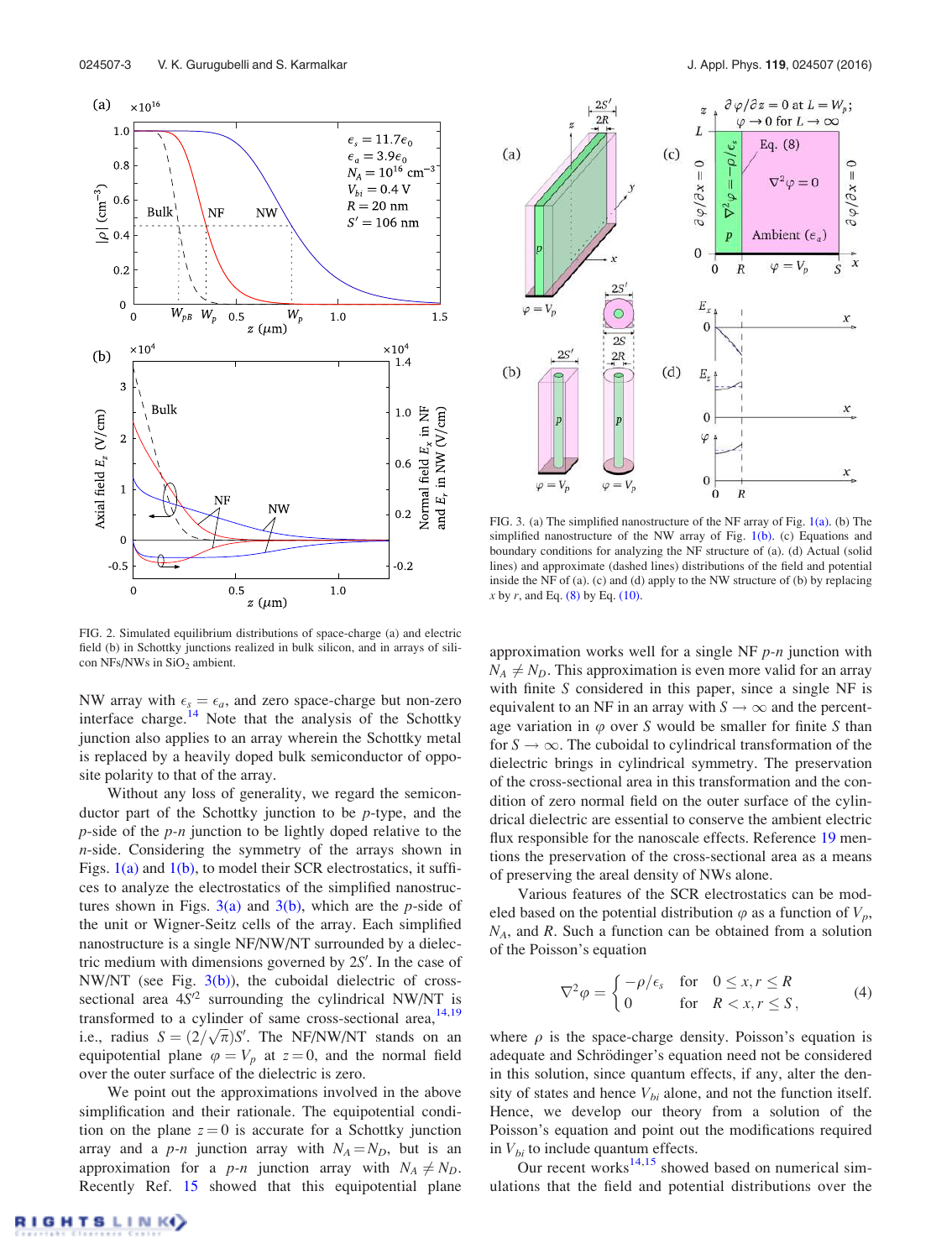(a) $\times 10^{16}$

1.0
0.8
0.6
0.4
0.2
0

$|\rho|$ (cm$^{-3}$)

$\epsilon_s = 11.7\epsilon_0$
$\epsilon_a = 3.9\epsilon_0$
$N_A = 10^{16}$ cm$^{-3}$
$V_{bi} = 0.4$ V
$R = 20$ nm
$S' = 106$ nm

Bulk NF NW

0 $W_{pB}$ $W_p$ 0.5 $W_p$ 1.0 1.5

$z$ ($\mu$m)

(b) $\times 10^4$ $\times 10^4$

Axial field $E_z$ (V/cm)

3
2
1
0
-0.5

Bulk

NF NW

0 0.5 1.0

$z$ ($\mu$m)

Normal field $E_x$ in NF and $E_r$ in NW (V/cm)

1.4
1.0
0.6
0.2
-0.2

FIG. 2. Simulated equilibrium distributions of space-charge (a) and electric field (b) in Schottky junctions realized in bulk silicon, and in arrays of silicon NFs/NWs in $SiO_2$ ambient.

(a) $2S'$ $2R$ $z$ $y$ $x$ $p$ $\varphi = V_p$

(b) $2S'$ $2S'$ $2S$ $2R$ $p$ $p$ $\varphi = V_p$ $\varphi = V_p$

(c) $z$ $L$ $\partial\varphi/\partial z = 0$ at $L = W_p$; $\varphi \to 0$ for $L \to \infty$

Eq. (8) $\nabla^2\varphi = -\rho/\epsilon_s$ $\nabla^2\varphi = 0$ $\partial\varphi/\partial x = 0$ $\partial\varphi/\partial x = 0$ $p$ Ambient ($\epsilon_a$)

0 $R$ $\varphi = V_p$ $S$ $x$

(d) $E_x$ 0 $x$ $E_z$ 0 $x$ $\varphi$ 0 $x$ 0 $R$

FIG. 3. (a) The simplified nanostructure of the NF array of Fig. 1(a). (b) The simplified nanostructure of the NW array of Fig. 1(b). (c) Equations and boundary conditions for analyzing the NF structure of (a). (d) Actual (solid lines) and approximate (dashed lines) distributions of the field and potential inside the NF of (a). (c) and (d) apply to the NW structure of (b) by replacing $x$ by $r$, and Eq. (8) by Eq. (10).

NW array with $\epsilon_s = \epsilon_a$, and zero space-charge but non-zero interface charge.[14] Note that the analysis of the Schottky junction also applies to an array wherein the Schottky metal is replaced by a heavily doped bulk semiconductor of opposite polarity to that of the array.

Without any loss of generality, we regard the semiconductor part of the Schottky junction to be $p$-type, and the $p$-side of the $p$-$n$ junction to be lightly doped relative to the $n$-side. Considering the symmetry of the arrays shown in Figs. 1(a) and 1(b), to model their SCR electrostatics, it suffices to analyze the electrostatics of the simplified nanostructures shown in Figs. 3(a) and 3(b), which are the $p$-side of the unit or Wigner-Seitz cells of the array. Each simplified nanostructure is a single NF/NW/NT surrounded by a dielectric medium with dimensions governed by $2S'$. In the case of NW/NT (see Fig. 3(b)), the cuboidal dielectric of cross-sectional area $4S'^2$ surrounding the cylindrical NW/NT is transformed to a cylinder of same cross-sectional area,[14,19] i.e., radius $S = (2/\sqrt{\pi})S'$. The NF/NW/NT stands on an equipotential plane $\varphi = V_p$ at $z = 0$, and the normal field over the outer surface of the dielectric is zero.

We point out the approximations involved in the above simplification and their rationale. The equipotential condition on the plane $z = 0$ is accurate for a Schottky junction array and a $p$-$n$ junction array with $N_A = N_D$, but is an approximation for a $p$-$n$ junction array with $N_A \neq N_D$. Recently Ref. 15 showed that this equipotential plane approximation works well for a single NF $p$-$n$ junction with $N_A \neq N_D$. This approximation is even more valid for an array with finite $S$ considered in this paper, since a single NF is equivalent to an NF in an array with $S \to \infty$ and the percentage variation in $\varphi$ over $S$ would be smaller for finite $S$ than for $S \to \infty$. The cuboidal to cylindrical transformation of the dielectric brings in cylindrical symmetry. The preservation of the cross-sectional area in this transformation and the condition of zero normal field on the outer surface of the cylindrical dielectric are essential to conserve the ambient electric flux responsible for the nanoscale effects. Reference 19 mentions the preservation of the cross-sectional area as a means of preserving the areal density of NWs alone.

Various features of the SCR electrostatics can be modeled based on the potential distribution $\varphi$ as a function of $V_p$, $N_A$, and $R$. Such a function can be obtained from a solution of the Poisson's equation

$$\nabla^2\varphi = \begin{cases} -\rho/\epsilon_s & \text{for} \quad 0 \leq x, r \leq R \\ 0 & \text{for} \quad R < x, r \leq S\,, \end{cases} \tag{4}$$

where $\rho$ is the space-charge density. Poisson's equation is adequate and Schrödinger's equation need not be considered in this solution, since quantum effects, if any, alter the density of states and hence $V_{bi}$ alone, and not the function itself. Hence, we develop our theory from a solution of the Poisson's equation and point out the modifications required in $V_{bi}$ to include quantum effects.

Our recent works[14,15] showed based on numerical simulations that the field and potential distributions over the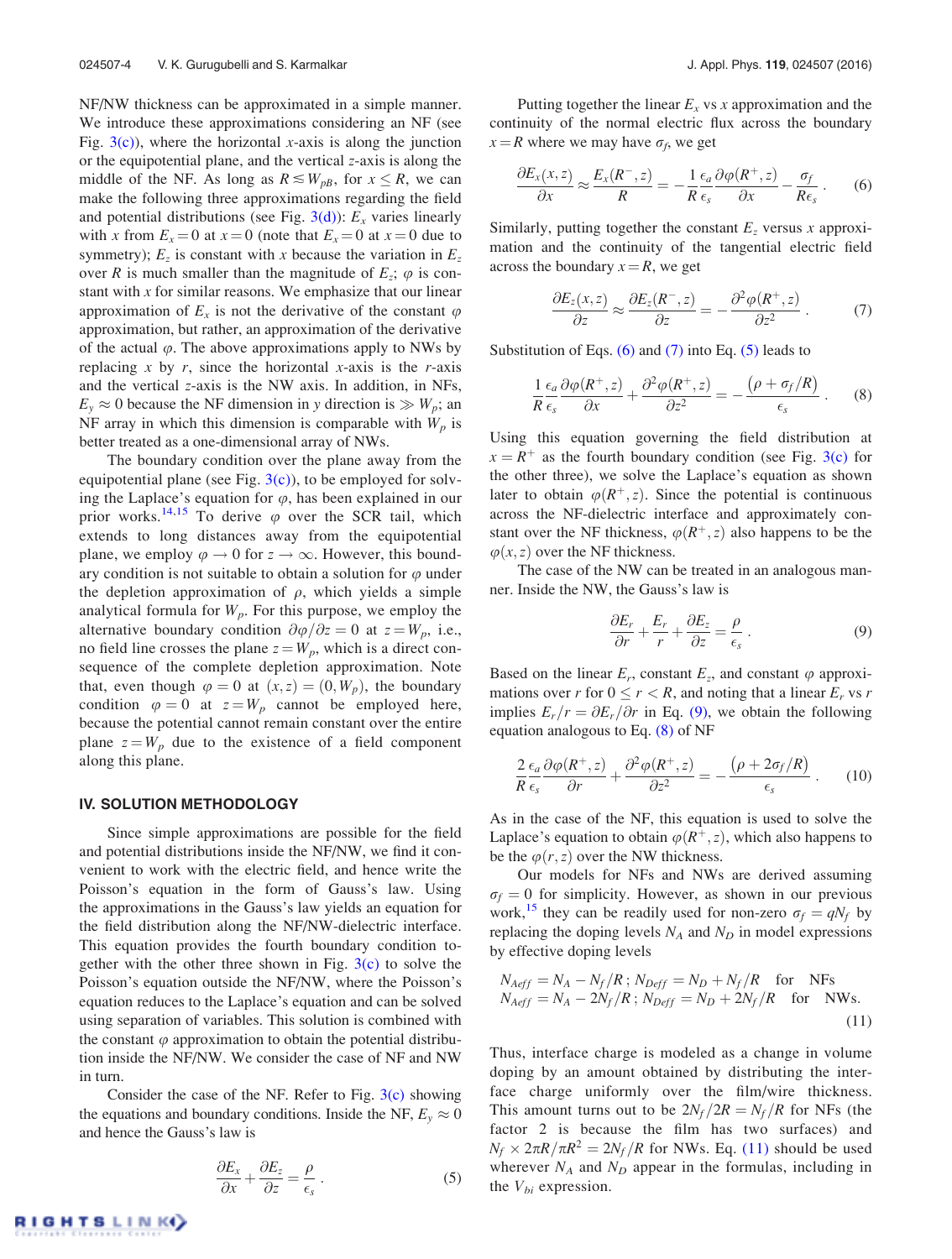NF/NW thickness can be approximated in a simple manner. We introduce these approximations considering an NF (see Fig. 3(c)), where the horizontal $x$-axis is along the junction or the equipotential plane, and the vertical $z$-axis is along the middle of the NF. As long as $R \lesssim W_{pB}$, for $x \leq R$, we can make the following three approximations regarding the field and potential distributions (see Fig. 3(d)): $E_x$ varies linearly with $x$ from $E_x = 0$ at $x = 0$ (note that $E_x = 0$ at $x = 0$ due to symmetry); $E_z$ is constant with $x$ because the variation in $E_z$ over $R$ is much smaller than the magnitude of $E_z$; $\varphi$ is constant with $x$ for similar reasons. We emphasize that our linear approximation of $E_x$ is not the derivative of the constant $\varphi$ approximation, but rather, an approximation of the derivative of the actual $\varphi$. The above approximations apply to NWs by replacing $x$ by $r$, since the horizontal $x$-axis is the $r$-axis and the vertical $z$-axis is the NW axis. In addition, in NFs, $E_y \approx 0$ because the NF dimension in $y$ direction is $\gg W_p$; an NF array in which this dimension is comparable with $W_p$ is better treated as a one-dimensional array of NWs.

The boundary condition over the plane away from the equipotential plane (see Fig. 3(c)), to be employed for solving the Laplace's equation for $\varphi$, has been explained in our prior works.[14,15] To derive $\varphi$ over the SCR tail, which extends to long distances away from the equipotential plane, we employ $\varphi \to 0$ for $z \to \infty$. However, this boundary condition is not suitable to obtain a solution for $\varphi$ under the depletion approximation of $\rho$, which yields a simple analytical formula for $W_p$. For this purpose, we employ the alternative boundary condition $\partial\varphi/\partial z = 0$ at $z = W_p$, i.e., no field line crosses the plane $z = W_p$, which is a direct consequence of the complete depletion approximation. Note that, even though $\varphi = 0$ at $(x, z) = (0, W_p)$, the boundary condition $\varphi = 0$ at $z = W_p$ cannot be employed here, because the potential cannot remain constant over the entire plane $z = W_p$ due to the existence of a field component along this plane.

## IV. SOLUTION METHODOLOGY

Since simple approximations are possible for the field and potential distributions inside the NF/NW, we find it convenient to work with the electric field, and hence write the Poisson's equation in the form of Gauss's law. Using the approximations in the Gauss's law yields an equation for the field distribution along the NF/NW-dielectric interface. This equation provides the fourth boundary condition together with the other three shown in Fig. 3(c) to solve the Poisson's equation outside the NF/NW, where the Poisson's equation reduces to the Laplace's equation and can be solved using separation of variables. This solution is combined with the constant $\varphi$ approximation to obtain the potential distribution inside the NF/NW. We consider the case of NF and NW in turn.

Consider the case of the NF. Refer to Fig. 3(c) showing the equations and boundary conditions. Inside the NF, $E_y \approx 0$ and hence the Gauss's law is

$$\frac{\partial E_x}{\partial x} + \frac{\partial E_z}{\partial z} = \frac{\rho}{\epsilon_s}. \tag{5}$$

Putting together the linear $E_x$ vs $x$ approximation and the continuity of the normal electric flux across the boundary $x = R$ where we may have $\sigma_f$, we get

$$\frac{\partial E_x(x,z)}{\partial x} \approx \frac{E_x(R^-,z)}{R} = -\frac{1}{R}\frac{\epsilon_a}{\epsilon_s}\frac{\partial\varphi(R^+,z)}{\partial x} - \frac{\sigma_f}{R\epsilon_s}. \tag{6}$$

Similarly, putting together the constant $E_z$ versus $x$ approximation and the continuity of the tangential electric field across the boundary $x = R$, we get

$$\frac{\partial E_z(x,z)}{\partial z} \approx \frac{\partial E_z(R^-,z)}{\partial z} = -\frac{\partial^2\varphi(R^+,z)}{\partial z^2}. \tag{7}$$

Substitution of Eqs. (6) and (7) into Eq. (5) leads to

$$\frac{1}{R}\frac{\epsilon_a}{\epsilon_s}\frac{\partial\varphi(R^+,z)}{\partial x} + \frac{\partial^2\varphi(R^+,z)}{\partial z^2} = -\frac{(\rho + \sigma_f/R)}{\epsilon_s}. \tag{8}$$

Using this equation governing the field distribution at $x = R^+$ as the fourth boundary condition (see Fig. 3(c) for the other three), we solve the Laplace's equation as shown later to obtain $\varphi(R^+, z)$. Since the potential is continuous across the NF-dielectric interface and approximately constant over the NF thickness, $\varphi(R^+, z)$ also happens to be the $\varphi(x, z)$ over the NF thickness.

The case of the NW can be treated in an analogous manner. Inside the NW, the Gauss's law is

$$\frac{\partial E_r}{\partial r} + \frac{E_r}{r} + \frac{\partial E_z}{\partial z} = \frac{\rho}{\epsilon_s}. \tag{9}$$

Based on the linear $E_r$, constant $E_z$, and constant $\varphi$ approximations over $r$ for $0 \leq r < R$, and noting that a linear $E_r$ vs $r$ implies $E_r/r = \partial E_r/\partial r$ in Eq. (9), we obtain the following equation analogous to Eq. (8) of NF

$$\frac{2}{R}\frac{\epsilon_a}{\epsilon_s}\frac{\partial\varphi(R^+,z)}{\partial r} + \frac{\partial^2\varphi(R^+,z)}{\partial z^2} = -\frac{(\rho + 2\sigma_f/R)}{\epsilon_s}. \tag{10}$$

As in the case of the NF, this equation is used to solve the Laplace's equation to obtain $\varphi(R^+, z)$, which also happens to be the $\varphi(r, z)$ over the NW thickness.

Our models for NFs and NWs are derived assuming $\sigma_f = 0$ for simplicity. However, as shown in our previous work,[15] they can be readily used for non-zero $\sigma_f = qN_f$ by replacing the doping levels $N_A$ and $N_D$ in model expressions by effective doping levels

$$\begin{aligned} N_{Aeff} &= N_A - N_f/R\,;\ N_{Deff} = N_D + N_f/R \quad \text{for NFs} \\ N_{Aeff} &= N_A - 2N_f/R\,;\ N_{Deff} = N_D + 2N_f/R \quad \text{for NWs.} \end{aligned} \tag{11}$$

Thus, interface charge is modeled as a change in volume doping by an amount obtained by distributing the interface charge uniformly over the film/wire thickness. This amount turns out to be $2N_f/2R = N_f/R$ for NFs (the factor 2 is because the film has two surfaces) and $N_f \times 2\pi R/\pi R^2 = 2N_f/R$ for NWs. Eq. (11) should be used wherever $N_A$ and $N_D$ appear in the formulas, including in the $V_{bi}$ expression.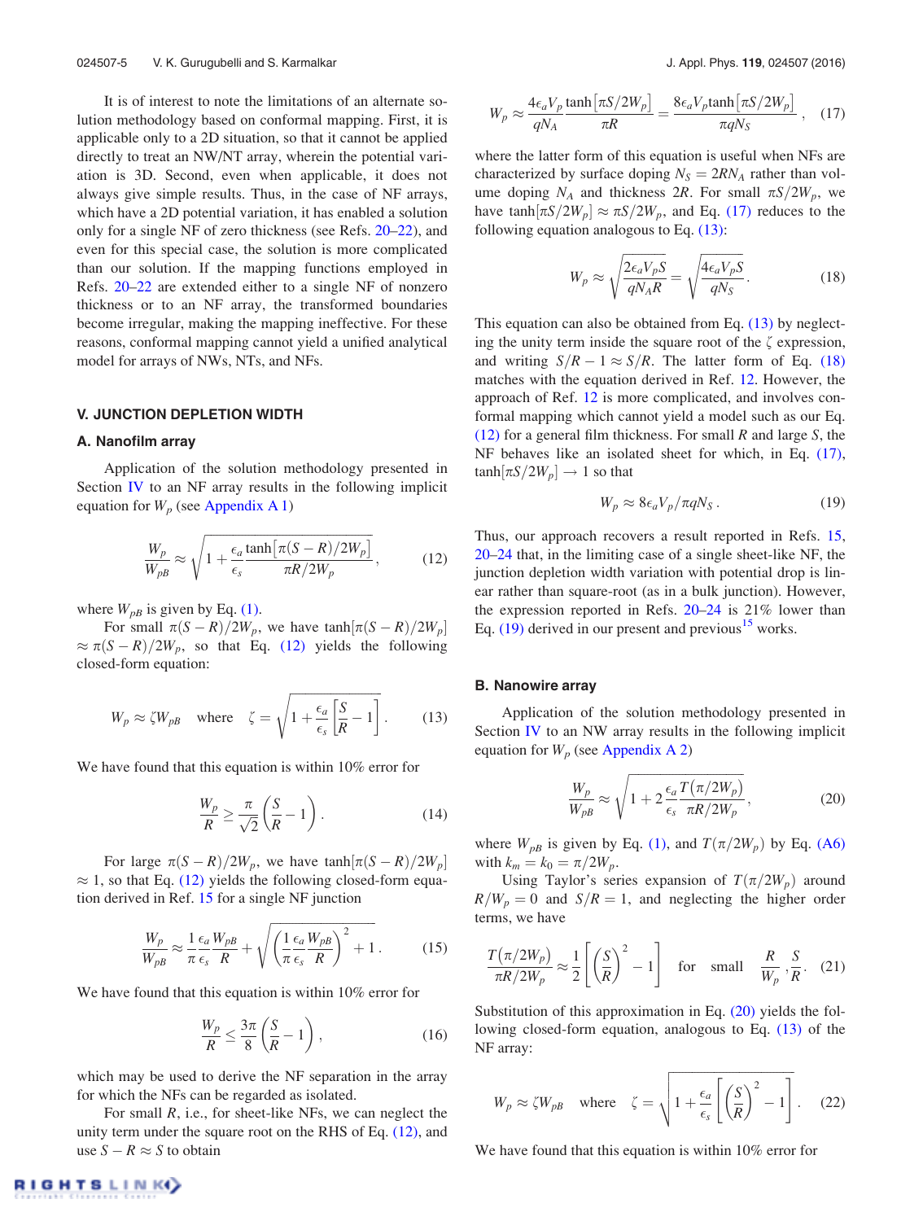It is of interest to note the limitations of an alternate solution methodology based on conformal mapping. First, it is applicable only to a 2D situation, so that it cannot be applied directly to treat an NW/NT array, wherein the potential variation is 3D. Second, even when applicable, it does not always give simple results. Thus, in the case of NF arrays, which have a 2D potential variation, it has enabled a solution only for a single NF of zero thickness (see Refs. 20–22), and even for this special case, the solution is more complicated than our solution. If the mapping functions employed in Refs. 20–22 are extended either to a single NF of nonzero thickness or to an NF array, the transformed boundaries become irregular, making the mapping ineffective. For these reasons, conformal mapping cannot yield a unified analytical model for arrays of NWs, NTs, and NFs.

## V. JUNCTION DEPLETION WIDTH

### A. Nanofilm array

Application of the solution methodology presented in Section IV to an NF array results in the following implicit equation for $W_p$ (see Appendix A 1)

$$\frac{W_p}{W_{pB}} \approx \sqrt{1 + \frac{\epsilon_a}{\epsilon_s} \frac{\tanh\left[\pi(S-R)/2W_p\right]}{\pi R/2W_p}}, \tag{12}$$

where $W_{pB}$ is given by Eq. (1).

For small $\pi(S-R)/2W_p$, we have $\tanh[\pi(S-R)/2W_p] \approx \pi(S-R)/2W_p$, so that Eq. (12) yields the following closed-form equation:

$$W_p \approx \zeta W_{pB} \quad \text{where} \quad \zeta = \sqrt{1 + \frac{\epsilon_a}{\epsilon_s}\left[\frac{S}{R} - 1\right]}. \tag{13}$$

We have found that this equation is within 10% error for

$$\frac{W_p}{R} \geq \frac{\pi}{\sqrt{2}}\left(\frac{S}{R} - 1\right). \tag{14}$$

For large $\pi(S-R)/2W_p$, we have $\tanh[\pi(S-R)/2W_p] \approx 1$, so that Eq. (12) yields the following closed-form equation derived in Ref. 15 for a single NF junction

$$\frac{W_p}{W_{pB}} \approx \frac{1}{\pi}\frac{\epsilon_a}{\epsilon_s}\frac{W_{pB}}{R} + \sqrt{\left(\frac{1}{\pi}\frac{\epsilon_a}{\epsilon_s}\frac{W_{pB}}{R}\right)^2 + 1}. \tag{15}$$

We have found that this equation is within 10% error for

$$\frac{W_p}{R} \leq \frac{3\pi}{8}\left(\frac{S}{R} - 1\right), \tag{16}$$

which may be used to derive the NF separation in the array for which the NFs can be regarded as isolated.

For small $R$, i.e., for sheet-like NFs, we can neglect the unity term under the square root on the RHS of Eq. (12), and use $S - R \approx S$ to obtain

$$W_p \approx \frac{4\epsilon_a V_p}{qN_A}\frac{\tanh\left[\pi S/2W_p\right]}{\pi R} = \frac{8\epsilon_a V_p \tanh\left[\pi S/2W_p\right]}{\pi q N_S}, \tag{17}$$

where the latter form of this equation is useful when NFs are characterized by surface doping $N_S = 2RN_A$ rather than volume doping $N_A$ and thickness $2R$. For small $\pi S/2W_p$, we have $\tanh[\pi S/2W_p] \approx \pi S/2W_p$, and Eq. (17) reduces to the following equation analogous to Eq. (13):

$$W_p \approx \sqrt{\frac{2\epsilon_a V_p S}{qN_A R}} = \sqrt{\frac{4\epsilon_a V_p S}{qN_S}}. \tag{18}$$

This equation can also be obtained from Eq. (13) by neglecting the unity term inside the square root of the $\zeta$ expression, and writing $S/R - 1 \approx S/R$. The latter form of Eq. (18) matches with the equation derived in Ref. 12. However, the approach of Ref. 12 is more complicated, and involves conformal mapping which cannot yield a model such as our Eq. (12) for a general film thickness. For small $R$ and large $S$, the NF behaves like an isolated sheet for which, in Eq. (17), $\tanh[\pi S/2W_p] \to 1$ so that

$$W_p \approx 8\epsilon_a V_p/\pi q N_S. \tag{19}$$

Thus, our approach recovers a result reported in Refs. 15, 20–24 that, in the limiting case of a single sheet-like NF, the junction depletion width variation with potential drop is linear rather than square-root (as in a bulk junction). However, the expression reported in Refs. 20–24 is 21% lower than Eq. (19) derived in our present and previous[15] works.

### B. Nanowire array

Application of the solution methodology presented in Section IV to an NW array results in the following implicit equation for $W_p$ (see Appendix A 2)

$$\frac{W_p}{W_{pB}} \approx \sqrt{1 + 2\frac{\epsilon_a}{\epsilon_s}\frac{T(\pi/2W_p)}{\pi R/2W_p}}, \tag{20}$$

where $W_{pB}$ is given by Eq. (1), and $T(\pi/2W_p)$ by Eq. (A6) with $k_m = k_0 = \pi/2W_p$.

Using Taylor's series expansion of $T(\pi/2W_p)$ around $R/W_p = 0$ and $S/R = 1$, and neglecting the higher order terms, we have

$$\frac{T(\pi/2W_p)}{\pi R/2W_p} \approx \frac{1}{2}\left[\left(\frac{S}{R}\right)^2 - 1\right] \quad \text{for small} \quad \frac{R}{W_p}, \frac{S}{R}. \tag{21}$$

Substitution of this approximation in Eq. (20) yields the following closed-form equation, analogous to Eq. (13) of the NF array:

$$W_p \approx \zeta W_{pB} \quad \text{where} \quad \zeta = \sqrt{1 + \frac{\epsilon_a}{\epsilon_s}\left[\left(\frac{S}{R}\right)^2 - 1\right]}. \tag{22}$$

We have found that this equation is within 10% error for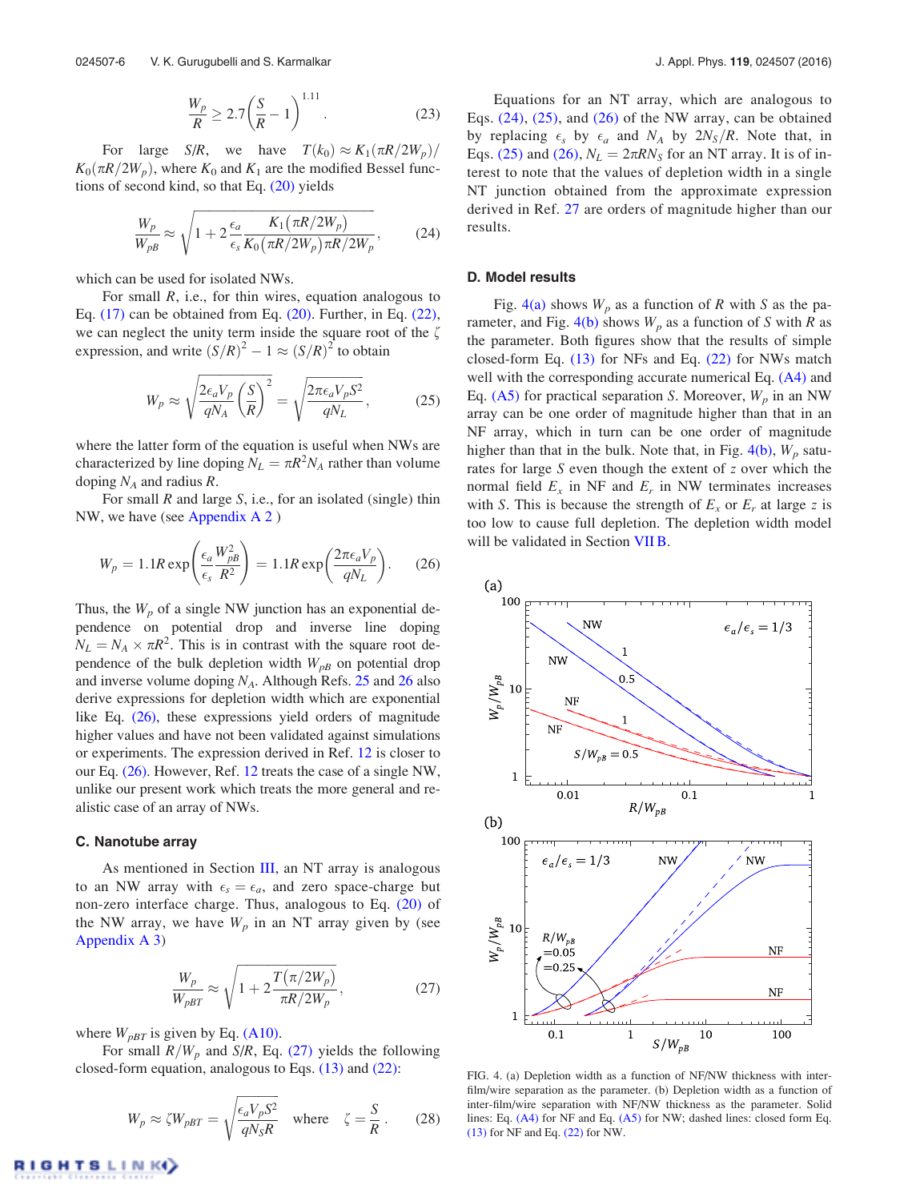$$\frac{W_p}{R} \geq 2.7\left(\frac{S}{R}-1\right)^{1.11}. \tag{23}$$

For large $S/R$, we have $T(k_0) \approx K_1(\pi R/2W_p)/K_0(\pi R/2W_p)$, where $K_0$ and $K_1$ are the modified Bessel functions of second kind, so that Eq. (20) yields

$$\frac{W_p}{W_{pB}} \approx \sqrt{1+2\frac{\epsilon_a}{\epsilon_s}\frac{K_1(\pi R/2W_p)}{K_0(\pi R/2W_p)\pi R/2W_p}}, \tag{24}$$

which can be used for isolated NWs.

For small $R$, i.e., for thin wires, equation analogous to Eq. (17) can be obtained from Eq. (20). Further, in Eq. (22), we can neglect the unity term inside the square root of the $\zeta$ expression, and write $(S/R)^2 - 1 \approx (S/R)^2$ to obtain

$$W_p \approx \sqrt{\frac{2\epsilon_a V_p}{qN_A}\left(\frac{S}{R}\right)^2} = \sqrt{\frac{2\pi\epsilon_a V_p S^2}{qN_L}}, \tag{25}$$

where the latter form of the equation is useful when NWs are characterized by line doping $N_L = \pi R^2 N_A$ rather than volume doping $N_A$ and radius $R$.

For small $R$ and large $S$, i.e., for an isolated (single) thin NW, we have (see Appendix A 2 )

$$W_p = 1.1R\exp\left(\frac{\epsilon_a}{\epsilon_s}\frac{W_{pB}^2}{R^2}\right) = 1.1R\exp\left(\frac{2\pi\epsilon_a V_p}{qN_L}\right). \tag{26}$$

Thus, the $W_p$ of a single NW junction has an exponential dependence on potential drop and inverse line doping $N_L = N_A \times \pi R^2$. This is in contrast with the square root dependence of the bulk depletion width $W_{pB}$ on potential drop and inverse volume doping $N_A$. Although Refs. 25 and 26 also derive expressions for depletion width which are exponential like Eq. (26), these expressions yield orders of magnitude higher values and have not been validated against simulations or experiments. The expression derived in Ref. 12 is closer to our Eq. (26). However, Ref. 12 treats the case of a single NW, unlike our present work which treats the more general and realistic case of an array of NWs.

### C. Nanotube array

As mentioned in Section III, an NT array is analogous to an NW array with $\epsilon_s = \epsilon_a$, and zero space-charge but non-zero interface charge. Thus, analogous to Eq. (20) of the NW array, we have $W_p$ in an NT array given by (see Appendix A 3)

$$\frac{W_p}{W_{pBT}} \approx \sqrt{1+2\frac{T(\pi/2W_p)}{\pi R/2W_p}}, \tag{27}$$

where $W_{pBT}$ is given by Eq. (A10).

For small $R/W_p$ and $S/R$, Eq. (27) yields the following closed-form equation, analogous to Eqs. (13) and (22):

$$W_p \approx \zeta W_{pBT} = \sqrt{\frac{\epsilon_a V_p S^2}{qN_S R}} \quad \text{where} \quad \zeta = \frac{S}{R}. \tag{28}$$

Equations for an NT array, which are analogous to Eqs. (24), (25), and (26) of the NW array, can be obtained by replacing $\epsilon_s$ by $\epsilon_a$ and $N_A$ by $2N_S/R$. Note that, in Eqs. (25) and (26), $N_L = 2\pi R N_S$ for an NT array. It is of interest to note that the values of depletion width in a single NT junction obtained from the approximate expression derived in Ref. 27 are orders of magnitude higher than our results.

### D. Model results

Fig. 4(a) shows $W_p$ as a function of $R$ with $S$ as the parameter, and Fig. 4(b) shows $W_p$ as a function of $S$ with $R$ as the parameter. Both figures show that the results of simple closed-form Eq. (13) for NFs and Eq. (22) for NWs match well with the corresponding accurate numerical Eq. (A4) and Eq. (A5) for practical separation $S$. Moreover, $W_p$ in an NW array can be one order of magnitude higher than that in an NF array, which in turn can be one order of magnitude higher than that in the bulk. Note that, in Fig. 4(b), $W_p$ saturates for large $S$ even though the extent of $z$ over which the normal field $E_x$ in NF and $E_r$ in NW terminates increases with $S$. This is because the strength of $E_x$ or $E_r$ at large $z$ is too low to cause full depletion. The depletion width model will be validated in Section VII B.

(a)
$\epsilon_a/\epsilon_s = 1/3$
NW, NW, 1, 0.5, NF, NF, 1, $S/W_{pB} = 0.5$
$W_p/W_{pB}$: 1, 10, 100
$R/W_{pB}$: 0.01, 0.1, 1

(b)
$\epsilon_a/\epsilon_s = 1/3$
NW, NW, NF, NF
$R/W_{pB}$ =0.05 =0.25
$W_p/W_{pB}$: 1, 10, 100
$S/W_{pB}$: 0.1, 1, 10, 100

FIG. 4. (a) Depletion width as a function of NF/NW thickness with inter-film/wire separation as the parameter. (b) Depletion width as a function of inter-film/wire separation with NF/NW thickness as the parameter. Solid lines: Eq. (A4) for NF and Eq. (A5) for NW; dashed lines: closed form Eq. (13) for NF and Eq. (22) for NW.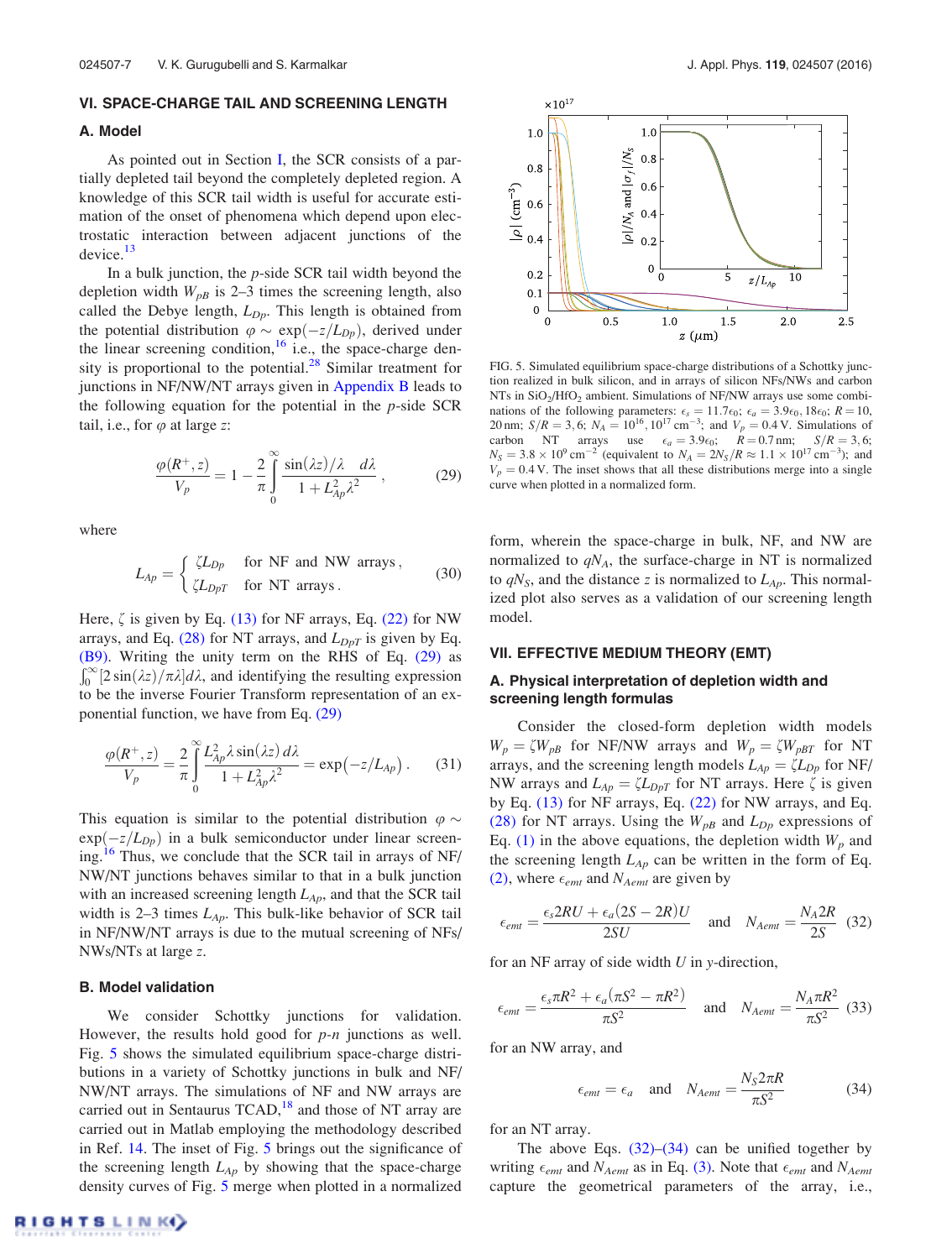## VI. SPACE-CHARGE TAIL AND SCREENING LENGTH

### A. Model

As pointed out in Section I, the SCR consists of a partially depleted tail beyond the completely depleted region. A knowledge of this SCR tail width is useful for accurate estimation of the onset of phenomena which depend upon electrostatic interaction between adjacent junctions of the device.[13]

In a bulk junction, the $p$-side SCR tail width beyond the depletion width $W_{pB}$ is 2–3 times the screening length, also called the Debye length, $L_{Dp}$. This length is obtained from the potential distribution $\varphi \sim \exp(-z/L_{Dp})$, derived under the linear screening condition,[16] i.e., the space-charge density is proportional to the potential.[28] Similar treatment for junctions in NF/NW/NT arrays given in Appendix B leads to the following equation for the potential in the $p$-side SCR tail, i.e., for $\varphi$ at large $z$:

$$\frac{\varphi(R^+, z)}{V_p} = 1 - \frac{2}{\pi}\int_0^\infty \frac{\sin(\lambda z)/\lambda \quad d\lambda}{1 + L_{Ap}^2\lambda^2}, \tag{29}$$

where

$$L_{Ap} = \begin{cases} \zeta L_{Dp} & \text{for NF and NW arrays}, \\ \zeta L_{DpT} & \text{for NT arrays}. \end{cases} \tag{30}$$

Here, $\zeta$ is given by Eq. (13) for NF arrays, Eq. (22) for NW arrays, and Eq. (28) for NT arrays, and $L_{DpT}$ is given by Eq. (B9). Writing the unity term on the RHS of Eq. (29) as $\int_0^\infty [2\sin(\lambda z)/\pi\lambda]d\lambda$, and identifying the resulting expression to be the inverse Fourier Transform representation of an exponential function, we have from Eq. (29)

$$\frac{\varphi(R^+, z)}{V_p} = \frac{2}{\pi}\int_0^\infty \frac{L_{Ap}^2\lambda\sin(\lambda z)\,d\lambda}{1 + L_{Ap}^2\lambda^2} = \exp(-z/L_{Ap}). \tag{31}$$

This equation is similar to the potential distribution $\varphi \sim \exp(-z/L_{Dp})$ in a bulk semiconductor under linear screening.[16] Thus, we conclude that the SCR tail in arrays of NF/NW/NT junctions behaves similar to that in a bulk junction with an increased screening length $L_{Ap}$, and that the SCR tail width is 2–3 times $L_{Ap}$. This bulk-like behavior of SCR tail in NF/NW/NT arrays is due to the mutual screening of NFs/NWs/NTs at large $z$.

### B. Model validation

We consider Schottky junctions for validation. However, the results hold good for $p$-$n$ junctions as well. Fig. 5 shows the simulated equilibrium space-charge distributions in a variety of Schottky junctions in bulk and NF/NW/NT arrays. The simulations of NF and NW arrays are carried out in Sentaurus TCAD,[18] and those of NT array are carried out in Matlab employing the methodology described in Ref. 14. The inset of Fig. 5 brings out the significance of the screening length $L_{Ap}$ by showing that the space-charge density curves of Fig. 5 merge when plotted in a normalized form, wherein the space-charge in bulk, NF, and NW are normalized to $qN_A$, the surface-charge in NT is normalized to $qN_S$, and the distance $z$ is normalized to $L_{Ap}$. This normalized plot also serves as a validation of our screening length model.

×10^17
|ρ| (cm^-3)
1.0
0.8
0.6
0.4
0.2
0.1
0
0 0.5 1.0 1.5 2.0 2.5
z (μm)
|ρ|/N_A and |σ_f|/N_S
1.0
0.8
0.6
0.4
0.2
0
0 5 z/L_Ap 10

FIG. 5. Simulated equilibrium space-charge distributions of a Schottky junction realized in bulk silicon, and in arrays of silicon NFs/NWs and carbon NTs in $SiO_2/HfO_2$ ambient. Simulations of NF/NW arrays use some combinations of the following parameters: $\epsilon_s = 11.7\epsilon_0$; $\epsilon_a = 3.9\epsilon_0, 18\epsilon_0$; $R = 10$, 20 nm; $S/R = 3, 6$; $N_A = 10^{16}, 10^{17}$ cm$^{-3}$; and $V_p = 0.4$ V. Simulations of carbon NT arrays use $\epsilon_a = 3.9\epsilon_0$; $R = 0.7$ nm; $S/R = 3, 6$; $N_S = 3.8 \times 10^9$ cm$^{-2}$ (equivalent to $N_A = 2N_S/R \approx 1.1 \times 10^{17}$ cm$^{-3}$); and $V_p = 0.4$ V. The inset shows that all these distributions merge into a single curve when plotted in a normalized form.

## VII. EFFECTIVE MEDIUM THEORY (EMT)

### A. Physical interpretation of depletion width and screening length formulas

Consider the closed-form depletion width models $W_p = \zeta W_{pB}$ for NF/NW arrays and $W_p = \zeta W_{pBT}$ for NT arrays, and the screening length models $L_{Ap} = \zeta L_{Dp}$ for NF/NW arrays and $L_{Ap} = \zeta L_{DpT}$ for NT arrays. Here $\zeta$ is given by Eq. (13) for NF arrays, Eq. (22) for NW arrays, and Eq. (28) for NT arrays. Using the $W_{pB}$ and $L_{Dp}$ expressions of Eq. (1) in the above equations, the depletion width $W_p$ and the screening length $L_{Ap}$ can be written in the form of Eq. (2), where $\epsilon_{emt}$ and $N_{Aemt}$ are given by

$$\epsilon_{emt} = \frac{\epsilon_s 2RU + \epsilon_a(2S - 2R)U}{2SU} \quad \text{and} \quad N_{Aemt} = \frac{N_A 2R}{2S} \tag{32}$$

for an NF array of side width $U$ in $y$-direction,

$$\epsilon_{emt} = \frac{\epsilon_s \pi R^2 + \epsilon_a(\pi S^2 - \pi R^2)}{\pi S^2} \quad \text{and} \quad N_{Aemt} = \frac{N_A \pi R^2}{\pi S^2} \tag{33}$$

for an NW array, and

$$\epsilon_{emt} = \epsilon_a \quad \text{and} \quad N_{Aemt} = \frac{N_S 2\pi R}{\pi S^2} \tag{34}$$

for an NT array.

The above Eqs. (32)–(34) can be unified together by writing $\epsilon_{emt}$ and $N_{Aemt}$ as in Eq. (3). Note that $\epsilon_{emt}$ and $N_{Aemt}$ capture the geometrical parameters of the array, i.e.,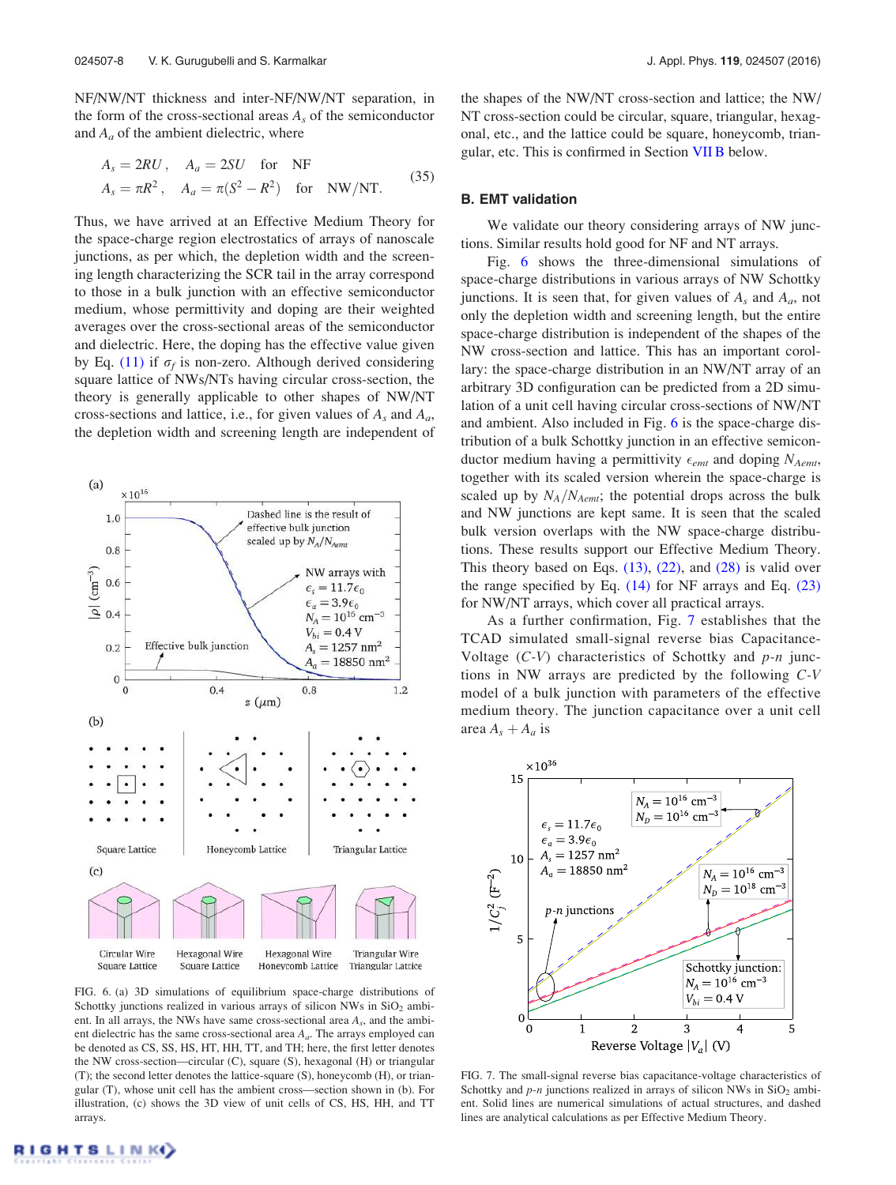NF/NW/NT thickness and inter-NF/NW/NT separation, in the form of the cross-sectional areas $A_s$ of the semiconductor and $A_a$ of the ambient dielectric, where

$$A_s = 2RU, \quad A_a = 2SU \quad \text{for} \quad \text{NF}$$
$$A_s = \pi R^2, \quad A_a = \pi(S^2 - R^2) \quad \text{for} \quad \text{NW/NT}. \tag{35}$$

Thus, we have arrived at an Effective Medium Theory for the space-charge region electrostatics of arrays of nanoscale junctions, as per which, the depletion width and the screening length characterizing the SCR tail in the array correspond to those in a bulk junction with an effective semiconductor medium, whose permittivity and doping are their weighted averages over the cross-sectional areas of the semiconductor and dielectric. Here, the doping has the effective value given by Eq. (11) if $\sigma_f$ is non-zero. Although derived considering square lattice of NWs/NTs having circular cross-section, the theory is generally applicable to other shapes of NW/NT cross-sections and lattice, i.e., for given values of $A_s$ and $A_a$, the depletion width and screening length are independent of the shapes of the NW/NT cross-section and lattice; the NW/NT cross-section could be circular, square, triangular, hexagonal, etc., and the lattice could be square, honeycomb, triangular, etc. This is confirmed in Section VII B below.

## B. EMT validation

We validate our theory considering arrays of NW junctions. Similar results hold good for NF and NT arrays.

Fig. 6 shows the three-dimensional simulations of space-charge distributions in various arrays of NW Schottky junctions. It is seen that, for given values of $A_s$ and $A_a$, not only the depletion width and screening length, but the entire space-charge distribution is independent of the shapes of the NW cross-section and lattice. This has an important corollary: the space-charge distribution in an NW/NT array of an arbitrary 3D configuration can be predicted from a 2D simulation of a unit cell having circular cross-sections of NW/NT and ambient. Also included in Fig. 6 is the space-charge distribution of a bulk Schottky junction in an effective semiconductor medium having a permittivity $\epsilon_{emt}$ and doping $N_{Aemt}$, together with its scaled version wherein the space-charge is scaled up by $N_A/N_{Aemt}$; the potential drops across the bulk and NW junctions are kept same. It is seen that the scaled bulk version overlaps with the NW space-charge distributions. These results support our Effective Medium Theory. This theory based on Eqs. (13), (22), and (28) is valid over the range specified by Eq. (14) for NF arrays and Eq. (23) for NW/NT arrays, which cover all practical arrays.

As a further confirmation, Fig. 7 establishes that the TCAD simulated small-signal reverse bias Capacitance-Voltage ($C$-$V$) characteristics of Schottky and $p$-$n$ junctions in NW arrays are predicted by the following $C$-$V$ model of a bulk junction with parameters of the effective medium theory. The junction capacitance over a unit cell area $A_s + A_a$ is

(a)
$\times 10^{16}$
$|\rho|$ (cm$^{-3}$)
1.0
0.8
0.6
0.4
0.2
0
0
0.4
0.8
1.2
$z$ ($\mu$m)
Dashed line is the result of effective bulk junction scaled up by $N_A/N_{Aemt}$
NW arrays with
$\epsilon_s = 11.7\epsilon_0$
$\epsilon_a = 3.9\epsilon_0$
$N_A = 10^{16}$ cm$^{-3}$
$V_{bi} = 0.4$ V
$A_s = 1257$ nm$^2$
$A_a = 18850$ nm$^2$
Effective bulk junction

(b)
Square Lattice
Honeycomb Lattice
Triangular Lattice

(c)
Circular Wire Square Lattice
Hexagonal Wire Square Lattice
Hexagonal Wire Honeycomb Lattice
Triangular Wire Triangular Lattice

FIG. 6. (a) 3D simulations of equilibrium space-charge distributions of Schottky junctions realized in various arrays of silicon NWs in $SiO_2$ ambient. In all arrays, the NWs have same cross-sectional area $A_s$, and the ambient dielectric has the same cross-sectional area $A_a$. The arrays employed can be denoted as CS, SS, HS, HT, HH, TT, and TH; here, the first letter denotes the NW cross-section—circular (C), square (S), hexagonal (H) or triangular (T); the second letter denotes the lattice-square (S), honeycomb (H), or triangular (T), whose unit cell has the ambient cross—section shown in (b). For illustration, (c) shows the 3D view of unit cells of CS, HS, HH, and TT arrays.

$\times 10^{36}$
$1/C_j^2$ (F$^{-2}$)
15
10
5
0
0
1
2
3
4
5
Reverse Voltage $|V_a|$ (V)
$\epsilon_s = 11.7\epsilon_0$
$\epsilon_a = 3.9\epsilon_0$
$A_s = 1257$ nm$^2$
$A_a = 18850$ nm$^2$
$N_A = 10^{16}$ cm$^{-3}$
$N_D = 10^{16}$ cm$^{-3}$
$N_A = 10^{16}$ cm$^{-3}$
$N_D = 10^{18}$ cm$^{-3}$
$p$-$n$ junctions
Schottky junction:
$N_A = 10^{16}$ cm$^{-3}$
$V_{bi} = 0.4$ V

FIG. 7. The small-signal reverse bias capacitance-voltage characteristics of Schottky and $p$-$n$ junctions realized in arrays of silicon NWs in $SiO_2$ ambient. Solid lines are numerical simulations of actual structures, and dashed lines are analytical calculations as per Effective Medium Theory.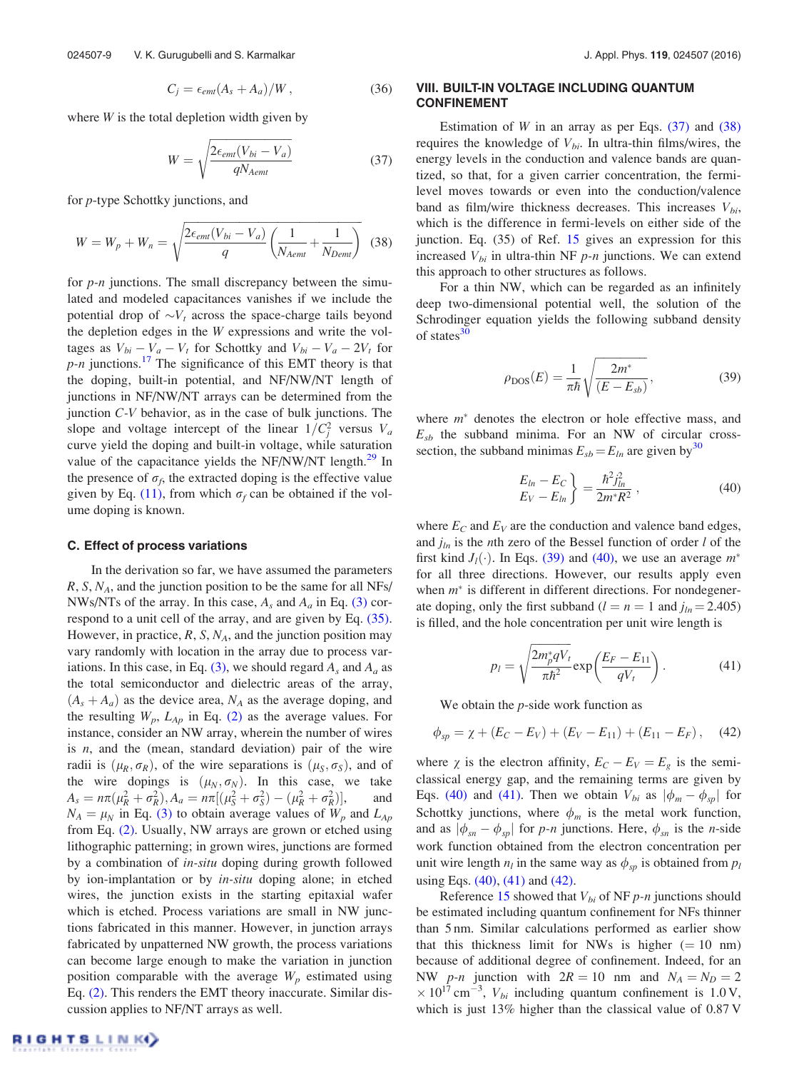$$C_j = \epsilon_{emt}(A_s + A_a)/W\,, \tag{36}$$

where $W$ is the total depletion width given by

$$W = \sqrt{\frac{2\epsilon_{emt}(V_{bi} - V_a)}{qN_{Aemt}}} \tag{37}$$

for *p*-type Schottky junctions, and

$$W = W_p + W_n = \sqrt{\frac{2\epsilon_{emt}(V_{bi} - V_a)}{q}\left(\frac{1}{N_{Aemt}} + \frac{1}{N_{Demt}}\right)} \tag{38}$$

for *p*-*n* junctions. The small discrepancy between the simulated and modeled capacitances vanishes if we include the potential drop of $\sim V_t$ across the space-charge tails beyond the depletion edges in the $W$ expressions and write the voltages as $V_{bi} - V_a - V_t$ for Schottky and $V_{bi} - V_a - 2V_t$ for *p*-*n* junctions.[17] The significance of this EMT theory is that the doping, built-in potential, and NF/NW/NT length of junctions in NF/NW/NT arrays can be determined from the junction *C*-*V* behavior, as in the case of bulk junctions. The slope and voltage intercept of the linear $1/C_j^2$ versus $V_a$ curve yield the doping and built-in voltage, while saturation value of the capacitance yields the NF/NW/NT length.[29] In the presence of $\sigma_f$, the extracted doping is the effective value given by Eq. (11), from which $\sigma_f$ can be obtained if the volume doping is known.

### C. Effect of process variations

In the derivation so far, we have assumed the parameters $R$, $S$, $N_A$, and the junction position to be the same for all NFs/NWs/NTs of the array. In this case, $A_s$ and $A_a$ in Eq. (3) correspond to a unit cell of the array, and are given by Eq. (35). However, in practice, $R$, $S$, $N_A$, and the junction position may vary randomly with location in the array due to process variations. In this case, in Eq. (3), we should regard $A_s$ and $A_a$ as the total semiconductor and dielectric areas of the array, $(A_s + A_a)$ as the device area, $N_A$ as the average doping, and the resulting $W_p$, $L_{Ap}$ in Eq. (2) as the average values. For instance, consider an NW array, wherein the number of wires is $n$, and the (mean, standard deviation) pair of the wire radii is $(\mu_R, \sigma_R)$, of the wire separations is $(\mu_S, \sigma_S)$, and of the wire dopings is $(\mu_N, \sigma_N)$. In this case, we take $A_s = n\pi(\mu_R^2 + \sigma_R^2), A_a = n\pi[(\mu_S^2 + \sigma_S^2) - (\mu_R^2 + \sigma_R^2)]$, and $N_A = \mu_N$ in Eq. (3) to obtain average values of $W_p$ and $L_{Ap}$ from Eq. (2). Usually, NW arrays are grown or etched using lithographic patterning; in grown wires, junctions are formed by a combination of *in-situ* doping during growth followed by ion-implantation or by *in-situ* doping alone; in etched wires, the junction exists in the starting epitaxial wafer which is etched. Process variations are small in NW junctions fabricated in this manner. However, in junction arrays fabricated by unpatterned NW growth, the process variations can become large enough to make the variation in junction position comparable with the average $W_p$ estimated using Eq. (2). This renders the EMT theory inaccurate. Similar discussion applies to NF/NT arrays as well.

## VIII. BUILT-IN VOLTAGE INCLUDING QUANTUM CONFINEMENT

Estimation of $W$ in an array as per Eqs. (37) and (38) requires the knowledge of $V_{bi}$. In ultra-thin films/wires, the energy levels in the conduction and valence bands are quantized, so that, for a given carrier concentration, the fermi-level moves towards or even into the conduction/valence band as film/wire thickness decreases. This increases $V_{bi}$, which is the difference in fermi-levels on either side of the junction. Eq. (35) of Ref. 15 gives an expression for this increased $V_{bi}$ in ultra-thin NF *p*-*n* junctions. We can extend this approach to other structures as follows.

For a thin NW, which can be regarded as an infinitely deep two-dimensional potential well, the solution of the Schrodinger equation yields the following subband density of states[30]

$$\rho_{\mathrm{DOS}}(E) = \frac{1}{\pi\hbar}\sqrt{\frac{2m^*}{(E - E_{sb})}}, \tag{39}$$

where $m^*$ denotes the electron or hole effective mass, and $E_{sb}$ the subband minima. For an NW of circular cross-section, the subband minimas $E_{sb} = E_{ln}$ are given by[30]

$$\left.\begin{array}{l} E_{ln} - E_C \\ E_V - E_{ln} \end{array}\right\} = \frac{\hbar^2 j_{ln}^2}{2m^* R^2}\,, \tag{40}$$

where $E_C$ and $E_V$ are the conduction and valence band edges, and $j_{ln}$ is the $n$th zero of the Bessel function of order $l$ of the first kind $J_l(\cdot)$. In Eqs. (39) and (40), we use an average $m^*$ for all three directions. However, our results apply even when $m^*$ is different in different directions. For nondegenerate doping, only the first subband ($l = n = 1$ and $j_{ln} = 2.405$) is filled, and the hole concentration per unit wire length is

$$p_l = \sqrt{\frac{2m_p^* q V_t}{\pi\hbar^2}}\exp\left(\frac{E_F - E_{11}}{qV_t}\right). \tag{41}$$

We obtain the *p*-side work function as

$$\phi_{sp} = \chi + (E_C - E_V) + (E_V - E_{11}) + (E_{11} - E_F)\,, \tag{42}$$

where $\chi$ is the electron affinity, $E_C - E_V = E_g$ is the semi-classical energy gap, and the remaining terms are given by Eqs. (40) and (41). Then we obtain $V_{bi}$ as $|\phi_m - \phi_{sp}|$ for Schottky junctions, where $\phi_m$ is the metal work function, and as $|\phi_{sn} - \phi_{sp}|$ for *p*-*n* junctions. Here, $\phi_{sn}$ is the *n*-side work function obtained from the electron concentration per unit wire length $n_l$ in the same way as $\phi_{sp}$ is obtained from $p_l$ using Eqs. (40), (41) and (42).

Reference 15 showed that $V_{bi}$ of NF *p*-*n* junctions should be estimated including quantum confinement for NFs thinner than 5 nm. Similar calculations performed as earlier show that this thickness limit for NWs is higher (= 10 nm) because of additional degree of confinement. Indeed, for an NW *p*-*n* junction with $2R = 10$ nm and $N_A = N_D = 2 \times 10^{17}\,\mathrm{cm}^{-3}$, $V_{bi}$ including quantum confinement is 1.0 V, which is just 13% higher than the classical value of 0.87 V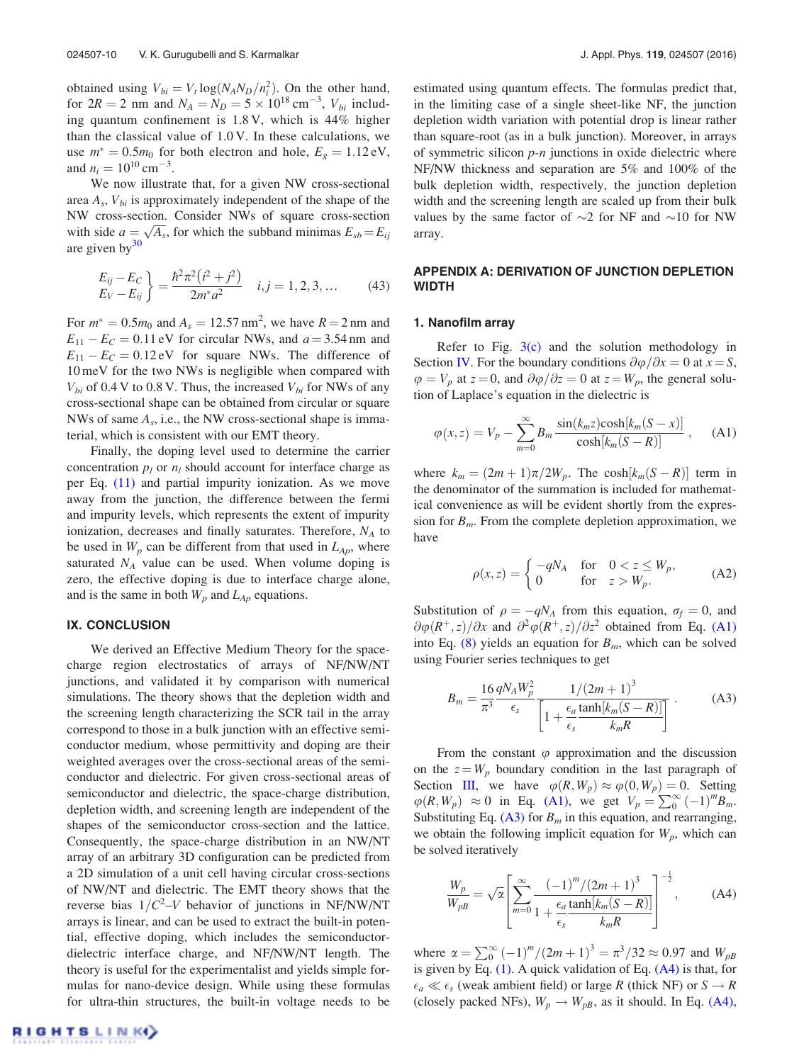obtained using $V_{bi} = V_t \log(N_A N_D / n_i^2)$. On the other hand, for $2R = 2$ nm and $N_A = N_D = 5 \times 10^{18}\,\text{cm}^{-3}$, $V_{bi}$ including quantum confinement is 1.8 V, which is 44% higher than the classical value of 1.0 V. In these calculations, we use $m^* = 0.5m_0$ for both electron and hole, $E_g = 1.12\,\text{eV}$, and $n_i = 10^{10}\,\text{cm}^{-3}$.

We now illustrate that, for a given NW cross-sectional area $A_s$, $V_{bi}$ is approximately independent of the shape of the NW cross-section. Consider NWs of square cross-section with side $a = \sqrt{A_s}$, for which the subband minimas $E_{sb} = E_{ij}$ are given by[30]

$$\left.\begin{array}{l} E_{ij} - E_C \\ E_V - E_{ij} \end{array}\right\} = \frac{\hbar^2 \pi^2 (i^2 + j^2)}{2m^* a^2} \quad i,j = 1,2,3,\ldots \tag{43}$$

For $m^* = 0.5m_0$ and $A_s = 12.57\,\text{nm}^2$, we have $R = 2$ nm and $E_{11} - E_C = 0.11$ eV for circular NWs, and $a = 3.54$ nm and $E_{11} - E_C = 0.12$ eV for square NWs. The difference of 10 meV for the two NWs is negligible when compared with $V_{bi}$ of 0.4 V to 0.8 V. Thus, the increased $V_{bi}$ for NWs of any cross-sectional shape can be obtained from circular or square NWs of same $A_s$, i.e., the NW cross-sectional shape is immaterial, which is consistent with our EMT theory.

Finally, the doping level used to determine the carrier concentration $p_l$ or $n_l$ should account for interface charge as per Eq. (11) and partial impurity ionization. As we move away from the junction, the difference between the fermi and impurity levels, which represents the extent of impurity ionization, decreases and finally saturates. Therefore, $N_A$ to be used in $W_p$ can be different from that used in $L_{Ap}$, where saturated $N_A$ value can be used. When volume doping is zero, the effective doping is due to interface charge alone, and is the same in both $W_p$ and $L_{Ap}$ equations.

## IX. CONCLUSION

We derived an Effective Medium Theory for the space-charge region electrostatics of arrays of NF/NW/NT junctions, and validated it by comparison with numerical simulations. The theory shows that the depletion width and the screening length characterizing the SCR tail in the array correspond to those in a bulk junction with an effective semiconductor medium, whose permittivity and doping are their weighted averages over the cross-sectional areas of the semiconductor and dielectric. For given cross-sectional areas of semiconductor and dielectric, the space-charge distribution, depletion width, and screening length are independent of the shapes of the semiconductor cross-section and the lattice. Consequently, the space-charge distribution in an NW/NT array of an arbitrary 3D configuration can be predicted from a 2D simulation of a unit cell having circular cross-sections of NW/NT and dielectric. The EMT theory shows that the reverse bias $1/C^2$–$V$ behavior of junctions in NF/NW/NT arrays is linear, and can be used to extract the built-in potential, effective doping, which includes the semiconductor-dielectric interface charge, and NF/NW/NT length. The theory is useful for the experimentalist and yields simple formulas for nano-device design. While using these formulas for ultra-thin structures, the built-in voltage needs to be estimated using quantum effects. The formulas predict that, in the limiting case of a single sheet-like NF, the junction depletion width variation with potential drop is linear rather than square-root (as in a bulk junction). Moreover, in arrays of symmetric silicon *p*-*n* junctions in oxide dielectric where NF/NW thickness and separation are 5% and 100% of the bulk depletion width, respectively, the junction depletion width and the screening length are scaled up from their bulk values by the same factor of ~2 for NF and ~10 for NW array.

## APPENDIX A: DERIVATION OF JUNCTION DEPLETION WIDTH

### 1. Nanofilm array

Refer to Fig. 3(c) and the solution methodology in Section IV. For the boundary conditions $\partial\varphi/\partial x = 0$ at $x = S$, $\varphi = V_p$ at $z = 0$, and $\partial\varphi/\partial z = 0$ at $z = W_p$, the general solution of Laplace's equation in the dielectric is

$$\varphi(x,z) = V_p - \sum_{m=0}^{\infty} B_m \frac{\sin(k_m z)\cosh[k_m(S-x)]}{\cosh[k_m(S-R)]}, \tag{A1}$$

where $k_m = (2m+1)\pi/2W_p$. The $\cosh[k_m(S-R)]$ term in the denominator of the summation is included for mathematical convenience as will be evident shortly from the expression for $B_m$. From the complete depletion approximation, we have

$$\rho(x,z) = \begin{cases} -qN_A & \text{for} \quad 0 < z \le W_p, \\ 0 & \text{for} \quad z > W_p. \end{cases} \tag{A2}$$

Substitution of $\rho = -qN_A$ from this equation, $\sigma_f = 0$, and $\partial\varphi(R^+,z)/\partial x$ and $\partial^2\varphi(R^+,z)/\partial z^2$ obtained from Eq. (A1) into Eq. (8) yields an equation for $B_m$, which can be solved using Fourier series techniques to get

$$B_m = \frac{16}{\pi^3}\frac{qN_A W_p^2}{\epsilon_s} \frac{1/(2m+1)^3}{\left[1 + \dfrac{\epsilon_a}{\epsilon_s}\dfrac{\tanh[k_m(S-R)]}{k_m R}\right]}. \tag{A3}$$

From the constant $\varphi$ approximation and the discussion on the $z = W_p$ boundary condition in the last paragraph of Section III, we have $\varphi(R,W_p) \approx \varphi(0,W_p) = 0$. Setting $\varphi(R,W_p) \approx 0$ in Eq. (A1), we get $V_p = \sum_0^\infty (-1)^m B_m$. Substituting Eq. (A3) for $B_m$ in this equation, and rearranging, we obtain the following implicit equation for $W_p$, which can be solved iteratively

$$\frac{W_p}{W_{pB}} = \sqrt{\alpha}\left[\sum_{m=0}^{\infty} \frac{(-1)^m/(2m+1)^3}{1 + \dfrac{\epsilon_a}{\epsilon_s}\dfrac{\tanh[k_m(S-R)]}{k_m R}}\right]^{-\frac{1}{2}}, \tag{A4}$$

where $\alpha = \sum_0^\infty (-1)^m/(2m+1)^3 = \pi^3/32 \approx 0.97$ and $W_{pB}$ is given by Eq. (1). A quick validation of Eq. (A4) is that, for $\epsilon_a \ll \epsilon_s$ (weak ambient field) or large $R$ (thick NF) or $S \to R$ (closely packed NFs), $W_p \to W_{pB}$, as it should. In Eq. (A4),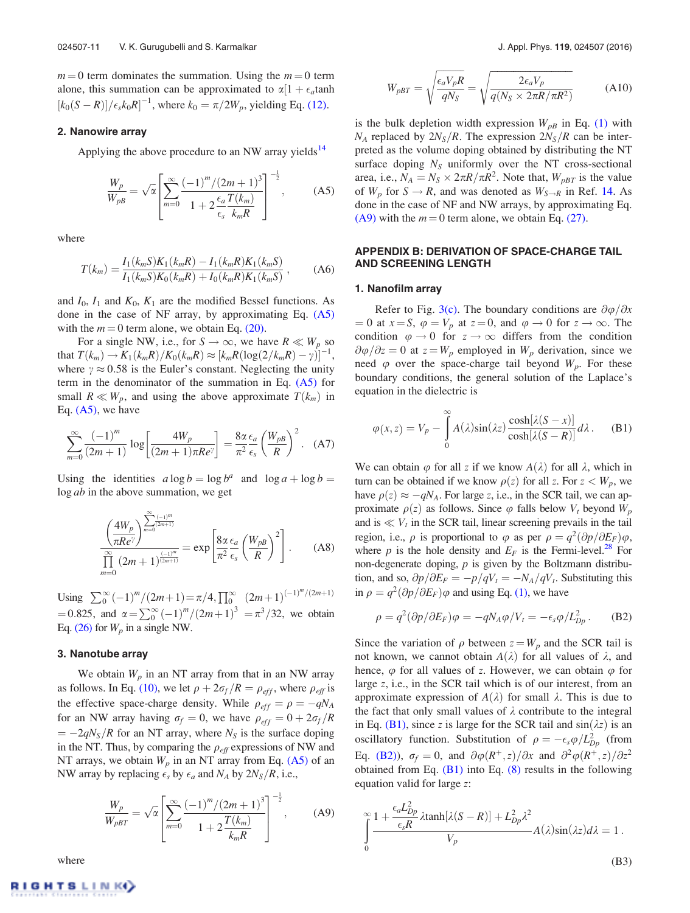$m = 0$ term dominates the summation. Using the $m = 0$ term alone, this summation can be approximated to $\propto[1 + \epsilon_a \tanh[k_0(S-R)]/\epsilon_s k_0 R]^{-1}$, where $k_0 = \pi/2W_p$, yielding Eq. (12).

### 2. Nanowire array

Applying the above procedure to an NW array yields[14]

$$\frac{W_p}{W_{pB}} = \sqrt{\alpha}\left[\sum_{m=0}^{\infty}\frac{(-1)^m/(2m+1)^3}{1 + 2\dfrac{\epsilon_a}{\epsilon_s}\dfrac{T(k_m)}{k_m R}}\right]^{-\frac{1}{2}}, \tag{A5}$$

where

$$T(k_m) = \frac{I_1(k_m S)K_1(k_m R) - I_1(k_m R)K_1(k_m S)}{I_1(k_m S)K_0(k_m R) + I_0(k_m R)K_1(k_m S)}, \tag{A6}$$

and $I_0$, $I_1$ and $K_0$, $K_1$ are the modified Bessel functions. As done in the case of NF array, by approximating Eq. (A5) with the $m = 0$ term alone, we obtain Eq. (20).

For a single NW, i.e., for $S \to \infty$, we have $R \ll W_p$ so that $T(k_m) \to K_1(k_m R)/K_0(k_m R) \approx [k_m R(\log(2/k_m R) - \gamma)]^{-1}$, where $\gamma \approx 0.58$ is the Euler's constant. Neglecting the unity term in the denominator of the summation in Eq. (A5) for small $R \ll W_p$, and using the above approximate $T(k_m)$ in Eq. (A5), we have

$$\sum_{m=0}^{\infty}\frac{(-1)^m}{(2m+1)}\log\left[\frac{4W_p}{(2m+1)\pi R e^{\gamma}}\right] = \frac{8\alpha}{\pi^2}\frac{\epsilon_a}{\epsilon_s}\left(\frac{W_{pB}}{R}\right)^2. \tag{A7}$$

Using the identities $a\log b = \log b^a$ and $\log a + \log b = \log ab$ in the above summation, we get

$$\frac{\left(\dfrac{4W_p}{\pi R e^{\gamma}}\right)^{\sum_{m=0}^{\infty}\frac{(-1)^m}{(2m+1)}}}{\prod_{m=0}^{\infty}(2m+1)^{\frac{(-1)^m}{(2m+1)}}} = \exp\left[\frac{8\alpha}{\pi^2}\frac{\epsilon_a}{\epsilon_s}\left(\frac{W_{pB}}{R}\right)^2\right]. \tag{A8}$$

Using $\sum_0^{\infty}(-1)^m/(2m+1) = \pi/4$, $\prod_0^{\infty}(2m+1)^{(-1)^m/(2m+1)} = 0.825$, and $\alpha = \sum_0^{\infty}(-1)^m/(2m+1)^3 = \pi^3/32$, we obtain Eq. (26) for $W_p$ in a single NW.

### 3. Nanotube array

We obtain $W_p$ in an NT array from that in an NW array as follows. In Eq. (10), we let $\rho + 2\sigma_f/R = \rho_{eff}$, where $\rho_{eff}$ is the effective space-charge density. While $\rho_{eff} = \rho = -qN_A$ for an NW array having $\sigma_f = 0$, we have $\rho_{eff} = 0 + 2\sigma_f/R = -2qN_S/R$ for an NT array, where $N_S$ is the surface doping in the NT. Thus, by comparing the $\rho_{eff}$ expressions of NW and NT arrays, we obtain $W_p$ in an NT array from Eq. (A5) of an NW array by replacing $\epsilon_s$ by $\epsilon_a$ and $N_A$ by $2N_S/R$, i.e.,

$$\frac{W_p}{W_{pBT}} = \sqrt{\alpha}\left[\sum_{m=0}^{\infty}\frac{(-1)^m/(2m+1)^3}{1 + 2\dfrac{T(k_m)}{k_m R}}\right]^{-\frac{1}{2}}, \tag{A9}$$

where

$$W_{pBT} = \sqrt{\frac{\epsilon_a V_p R}{q N_S}} = \sqrt{\frac{2\epsilon_a V_p}{q(N_S \times 2\pi R/\pi R^2)}} \tag{A10}$$

is the bulk depletion width expression $W_{pB}$ in Eq. (1) with $N_A$ replaced by $2N_S/R$. The expression $2N_S/R$ can be interpreted as the volume doping obtained by distributing the NT surface doping $N_S$ uniformly over the NT cross-sectional area, i.e., $N_A = N_S \times 2\pi R/\pi R^2$. Note that, $W_{pBT}$ is the value of $W_p$ for $S \to R$, and was denoted as $W_{S\to R}$ in Ref. 14. As done in the case of NF and NW arrays, by approximating Eq. (A9) with the $m = 0$ term alone, we obtain Eq. (27).

## APPENDIX B: DERIVATION OF SPACE-CHARGE TAIL AND SCREENING LENGTH

### 1. Nanofilm array

Refer to Fig. 3(c). The boundary conditions are $\partial\varphi/\partial x = 0$ at $x = S$, $\varphi = V_p$ at $z = 0$, and $\varphi \to 0$ for $z \to \infty$. The condition $\varphi \to 0$ for $z \to \infty$ differs from the condition $\partial\varphi/\partial z = 0$ at $z = W_p$ employed in $W_p$ derivation, since we need $\varphi$ over the space-charge tail beyond $W_p$. For these boundary conditions, the general solution of the Laplace's equation in the dielectric is

$$\varphi(x,z) = V_p - \int_0^{\infty} A(\lambda)\sin(\lambda z)\frac{\cosh[\lambda(S-x)]}{\cosh[\lambda(S-R)]}d\lambda. \tag{B1}$$

We can obtain $\varphi$ for all $z$ if we know $A(\lambda)$ for all $\lambda$, which in turn can be obtained if we know $\rho(z)$ for all $z$. For $z < W_p$, we have $\rho(z) \approx -qN_A$. For large $z$, i.e., in the SCR tail, we can approximate $\rho(z)$ as follows. Since $\varphi$ falls below $V_t$ beyond $W_p$ and is $\ll V_t$ in the SCR tail, linear screening prevails in the tail region, i.e., $\rho$ is proportional to $\varphi$ as per $\rho = q^2(\partial p/\partial E_F)\varphi$, where $p$ is the hole density and $E_F$ is the Fermi-level.[28] For non-degenerate doping, $p$ is given by the Boltzmann distribution, and so, $\partial p/\partial E_F = -p/qV_t = -N_A/qV_t$. Substituting this in $\rho = q^2(\partial p/\partial E_F)\varphi$ and using Eq. (1), we have

$$\rho = q^2(\partial p/\partial E_F)\varphi = -qN_A\varphi/V_t = -\epsilon_s\varphi/L_{Dp}^2. \tag{B2}$$

Since the variation of $\rho$ between $z = W_p$ and the SCR tail is not known, we cannot obtain $A(\lambda)$ for all values of $\lambda$, and hence, $\varphi$ for all values of $z$. However, we can obtain $\varphi$ for large $z$, i.e., in the SCR tail which is of our interest, from an approximate expression of $A(\lambda)$ for small $\lambda$. This is due to the fact that only small values of $\lambda$ contribute to the integral in Eq. (B1), since $z$ is large for the SCR tail and $\sin(\lambda z)$ is an oscillatory function. Substitution of $\rho = -\epsilon_s\varphi/L_{Dp}^2$ (from Eq. (B2)), $\sigma_f = 0$, and $\partial\varphi(R^+,z)/\partial x$ and $\partial^2\varphi(R^+,z)/\partial z^2$ obtained from Eq. (B1) into Eq. (8) results in the following equation valid for large $z$:

$$\int_0^{\infty}\frac{1 + \dfrac{\epsilon_a L_{Dp}^2}{\epsilon_s R}\lambda\tanh[\lambda(S-R)] + L_{Dp}^2\lambda^2}{V_p}A(\lambda)\sin(\lambda z)d\lambda = 1. \tag{B3}$$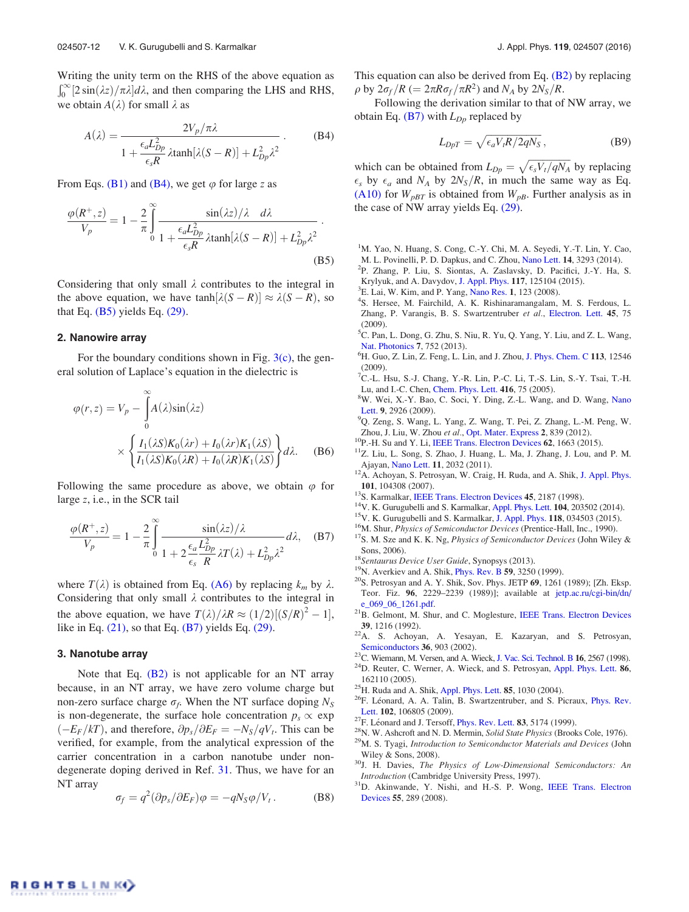Writing the unity term on the RHS of the above equation as $\int_0^\infty [2\sin(\lambda z)/\pi\lambda]d\lambda$, and then comparing the LHS and RHS, we obtain $A(\lambda)$ for small $\lambda$ as

$$A(\lambda) = \frac{2V_p/\pi\lambda}{1 + \dfrac{\epsilon_a L_{Dp}^2}{\epsilon_s R}\lambda \tanh[\lambda(S-R)] + L_{Dp}^2\lambda^2}. \tag{B4}$$

From Eqs. (B1) and (B4), we get $\varphi$ for large $z$ as

$$\frac{\varphi(R^+, z)}{V_p} = 1 - \frac{2}{\pi}\int_0^\infty \frac{\sin(\lambda z)/\lambda \quad d\lambda}{1 + \dfrac{\epsilon_a L_{Dp}^2}{\epsilon_s R}\lambda \tanh[\lambda(S-R)] + L_{Dp}^2\lambda^2}. \tag{B5}$$

Considering that only small $\lambda$ contributes to the integral in the above equation, we have $\tanh[\lambda(S-R)] \approx \lambda(S-R)$, so that Eq. (B5) yields Eq. (29).

### 2. Nanowire array

For the boundary conditions shown in Fig. 3(c), the general solution of Laplace's equation in the dielectric is

$$\varphi(r, z) = V_p - \int_0^\infty A(\lambda)\sin(\lambda z) \times \left\{\frac{I_1(\lambda S)K_0(\lambda r) + I_0(\lambda r)K_1(\lambda S)}{I_1(\lambda S)K_0(\lambda R) + I_0(\lambda R)K_1(\lambda S)}\right\} d\lambda. \tag{B6}$$

Following the same procedure as above, we obtain $\varphi$ for large $z$, i.e., in the SCR tail

$$\frac{\varphi(R^+, z)}{V_p} = 1 - \frac{2}{\pi}\int_0^\infty \frac{\sin(\lambda z)/\lambda}{1 + 2\dfrac{\epsilon_a}{\epsilon_s}\dfrac{L_{Dp}^2}{R}\lambda T(\lambda) + L_{Dp}^2\lambda^2} d\lambda, \tag{B7}$$

where $T(\lambda)$ is obtained from Eq. (A6) by replacing $k_m$ by $\lambda$. Considering that only small $\lambda$ contributes to the integral in the above equation, we have $T(\lambda)/\lambda R \approx (1/2)[(S/R)^2 - 1]$, like in Eq. (21), so that Eq. (B7) yields Eq. (29).

### 3. Nanotube array

Note that Eq. (B2) is not applicable for an NT array because, in an NT array, we have zero volume charge but non-zero surface charge $\sigma_f$. When the NT surface doping $N_S$ is non-degenerate, the surface hole concentration $p_s \propto \exp(-E_F/kT)$, and therefore, $\partial p_s/\partial E_F = -N_S/qV_t$. This can be verified, for example, from the analytical expression of the carrier concentration in a carbon nanotube under non-degenerate doping derived in Ref. 31. Thus, we have for an NT array

$$\sigma_f = q^2(\partial p_s/\partial E_F)\varphi = -qN_S\varphi/V_t. \tag{B8}$$

This equation can also be derived from Eq. (B2) by replacing $\rho$ by $2\sigma_f/R$ $(= 2\pi R\sigma_f/\pi R^2)$ and $N_A$ by $2N_S/R$.

Following the derivation similar to that of NW array, we obtain Eq. (B7) with $L_{Dp}$ replaced by

$$L_{DpT} = \sqrt{\epsilon_a V_t R/2qN_S}, \tag{B9}$$

which can be obtained from $L_{Dp} = \sqrt{\epsilon_s V_t/qN_A}$ by replacing $\epsilon_s$ by $\epsilon_a$ and $N_A$ by $2N_S/R$, in much the same way as Eq. (A10) for $W_{pBT}$ is obtained from $W_{pB}$. Further analysis as in the case of NW array yields Eq. (29).

[1] M. Yao, N. Huang, S. Cong, C.-Y. Chi, M. A. Seyedi, Y.-T. Lin, Y. Cao, M. L. Povinelli, P. D. Dapkus, and C. Zhou, Nano Lett. **14**, 3293 (2014).
[2] P. Zhang, P. Liu, S. Siontas, A. Zaslavsky, D. Pacifici, J.-Y. Ha, S. Krylyuk, and A. Davydov, J. Appl. Phys. **117**, 125104 (2015).
[3] E. Lai, W. Kim, and P. Yang, Nano Res. **1**, 123 (2008).
[4] S. Hersee, M. Fairchild, A. K. Rishinaramangalam, M. S. Ferdous, L. Zhang, P. Varangis, B. S. Swartzentruber *et al.*, Electron. Lett. **45**, 75 (2009).
[5] C. Pan, L. Dong, G. Zhu, S. Niu, R. Yu, Q. Yang, Y. Liu, and Z. L. Wang, Nat. Photonics **7**, 752 (2013).
[6] H. Guo, Z. Lin, Z. Feng, L. Lin, and J. Zhou, J. Phys. Chem. C **113**, 12546 (2009).
[7] C.-L. Hsu, S.-J. Chang, Y.-R. Lin, P.-C. Li, T.-S. Lin, S.-Y. Tsai, T.-H. Lu, and I.-C. Chen, Chem. Phys. Lett. **416**, 75 (2005).
[8] W. Wei, X.-Y. Bao, C. Soci, Y. Ding, Z.-L. Wang, and D. Wang, Nano Lett. **9**, 2926 (2009).
[9] Q. Zeng, S. Wang, L. Yang, Z. Wang, T. Pei, Z. Zhang, L.-M. Peng, W. Zhou, J. Liu, W. Zhou *et al.*, Opt. Mater. Express **2**, 839 (2012).
[10] P.-H. Su and Y. Li, IEEE Trans. Electron Devices **62**, 1663 (2015).
[11] Z. Liu, L. Song, S. Zhao, J. Huang, L. Ma, J. Zhang, J. Lou, and P. M. Ajayan, Nano Lett. **11**, 2032 (2011).
[12] A. Achoyan, S. Petrosyan, W. Craig, H. Ruda, and A. Shik, J. Appl. Phys. **101**, 104308 (2007).
[13] S. Karmalkar, IEEE Trans. Electron Devices **45**, 2187 (1998).
[14] V. K. Gurugubelli and S. Karmalkar, Appl. Phys. Lett. **104**, 203502 (2014).
[15] V. K. Gurugubelli and S. Karmalkar, J. Appl. Phys. **118**, 034503 (2015).
[16] M. Shur, *Physics of Semiconductor Devices* (Prentice-Hall, Inc., 1990).
[17] S. M. Sze and K. K. Ng, *Physics of Semiconductor Devices* (John Wiley & Sons, 2006).
[18] *Sentaurus Device User Guide*, Synopsys (2013).
[19] N. Averkiev and A. Shik, Phys. Rev. B **59**, 3250 (1999).
[20] S. Petrosyan and A. Y. Shik, Sov. Phys. JETP **69**, 1261 (1989); [Zh. Eksp. Teor. Fiz. **96**, 2229–2239 (1989)]; available at jetp.ac.ru/cgi-bin/dn/e_069_06_1261.pdf.
[21] B. Gelmont, M. Shur, and C. Moglestue, IEEE Trans. Electron Devices **39**, 1216 (1992).
[22] A. S. Achoyan, A. Yesayan, E. Kazaryan, and S. Petrosyan, Semiconductors **36**, 903 (2002).
[23] C. Wiemann, M. Versen, and A. Wieck, J. Vac. Sci. Technol. B **16**, 2567 (1998).
[24] D. Reuter, C. Werner, A. Wieck, and S. Petrosyan, Appl. Phys. Lett. **86**, 162110 (2005).
[25] H. Ruda and A. Shik, Appl. Phys. Lett. **85**, 1030 (2004).
[26] F. Léonard, A. A. Talin, B. Swartzentruber, and S. Picraux, Phys. Rev. Lett. **102**, 106805 (2009).
[27] F. Léonard and J. Tersoff, Phys. Rev. Lett. **83**, 5174 (1999).
[28] N. W. Ashcroft and N. D. Mermin, *Solid State Physics* (Brooks Cole, 1976).
[29] M. S. Tyagi, *Introduction to Semiconductor Materials and Devices* (John Wiley & Sons, 2008).
[30] J. H. Davies, *The Physics of Low-Dimensional Semiconductors: An Introduction* (Cambridge University Press, 1997).
[31] D. Akinwande, Y. Nishi, and H.-S. P. Wong, IEEE Trans. Electron Devices **55**, 289 (2008).